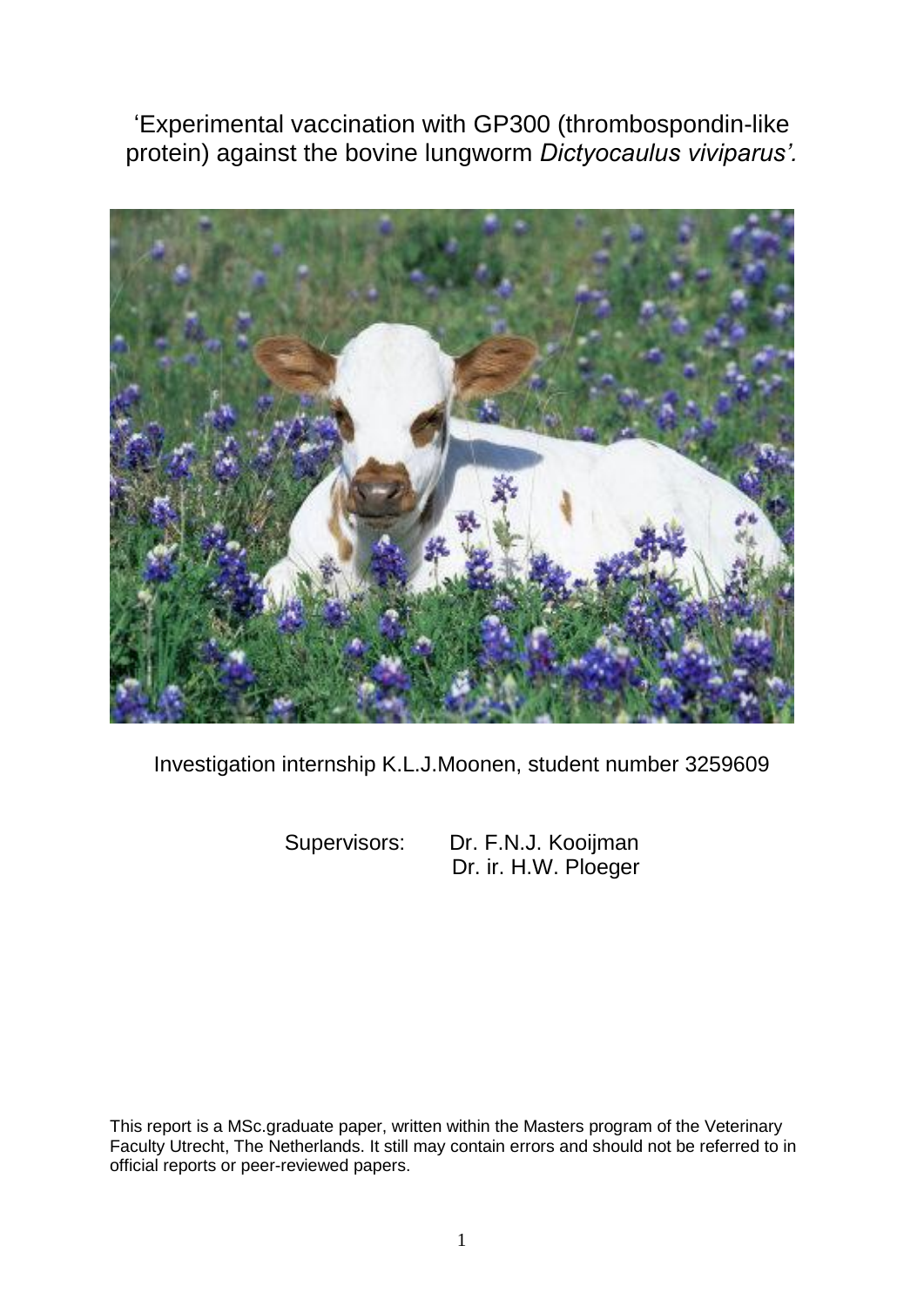# 'Experimental vaccination with GP300 (thrombospondin-like protein) against the bovine lungworm *Dictyocaulus viviparus*'.

Investigation internship K.L.J.Moonen, student number 3259609

Supervisors: Dr. F.N.J. Kooijman
Dr. ir. H.W. Ploeger

This report is a MSc.graduate paper, written within the Masters program of the Veterinary Faculty Utrecht, The Netherlands. It still may contain errors and should not be referred to in official reports or peer-reviewed papers.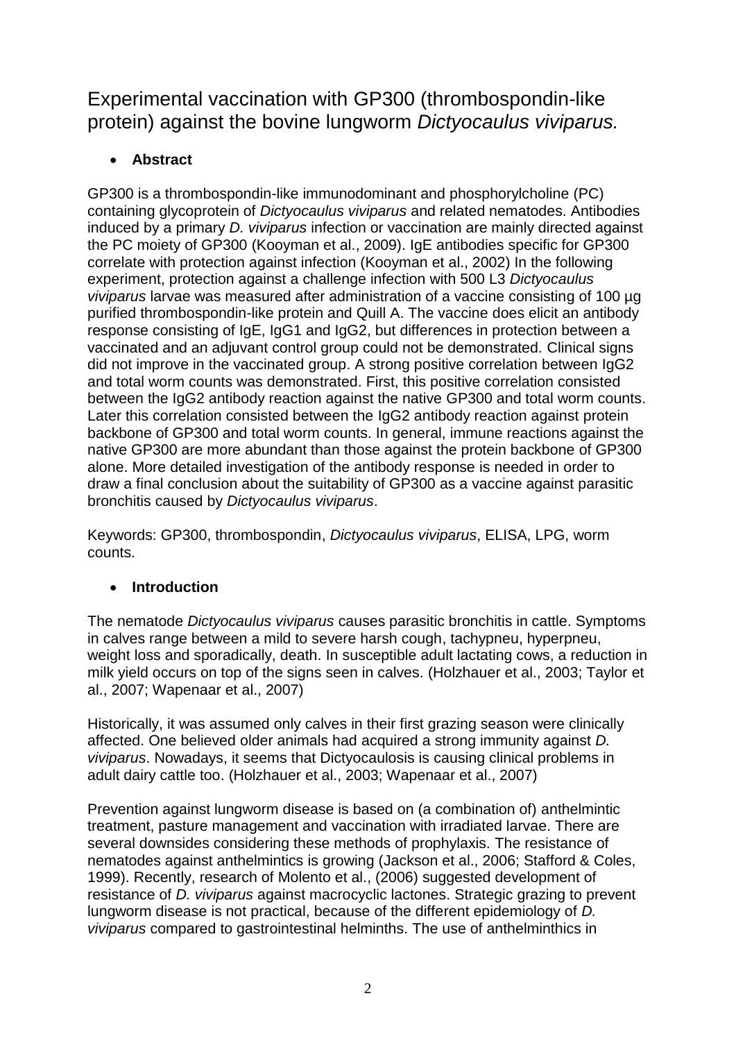# Experimental vaccination with GP300 (thrombospondin-like protein) against the bovine lungworm *Dictyocaulus viviparus.*

- **Abstract**

GP300 is a thrombospondin-like immunodominant and phosphorylcholine (PC) containing glycoprotein of *Dictyocaulus viviparus* and related nematodes. Antibodies induced by a primary *D. viviparus* infection or vaccination are mainly directed against the PC moiety of GP300 (Kooyman et al., 2009). IgE antibodies specific for GP300 correlate with protection against infection (Kooyman et al., 2002) In the following experiment, protection against a challenge infection with 500 L3 *Dictyocaulus viviparus* larvae was measured after administration of a vaccine consisting of 100 µg purified thrombospondin-like protein and Quill A. The vaccine does elicit an antibody response consisting of IgE, IgG1 and IgG2, but differences in protection between a vaccinated and an adjuvant control group could not be demonstrated. Clinical signs did not improve in the vaccinated group. A strong positive correlation between IgG2 and total worm counts was demonstrated. First, this positive correlation consisted between the IgG2 antibody reaction against the native GP300 and total worm counts. Later this correlation consisted between the IgG2 antibody reaction against protein backbone of GP300 and total worm counts. In general, immune reactions against the native GP300 are more abundant than those against the protein backbone of GP300 alone. More detailed investigation of the antibody response is needed in order to draw a final conclusion about the suitability of GP300 as a vaccine against parasitic bronchitis caused by *Dictyocaulus viviparus*.

Keywords: GP300, thrombospondin, *Dictyocaulus viviparus*, ELISA, LPG, worm counts.

- **Introduction**

The nematode *Dictyocaulus viviparus* causes parasitic bronchitis in cattle. Symptoms in calves range between a mild to severe harsh cough, tachypneu, hyperpneu, weight loss and sporadically, death. In susceptible adult lactating cows, a reduction in milk yield occurs on top of the signs seen in calves. (Holzhauer et al., 2003; Taylor et al., 2007; Wapenaar et al., 2007)

Historically, it was assumed only calves in their first grazing season were clinically affected. One believed older animals had acquired a strong immunity against *D. viviparus*. Nowadays, it seems that Dictyocaulosis is causing clinical problems in adult dairy cattle too. (Holzhauer et al., 2003; Wapenaar et al., 2007)

Prevention against lungworm disease is based on (a combination of) anthelmintic treatment, pasture management and vaccination with irradiated larvae. There are several downsides considering these methods of prophylaxis. The resistance of nematodes against anthelmintics is growing (Jackson et al., 2006; Stafford & Coles, 1999). Recently, research of Molento et al., (2006) suggested development of resistance of *D. viviparus* against macrocyclic lactones. Strategic grazing to prevent lungworm disease is not practical, because of the different epidemiology of *D. viviparus* compared to gastrointestinal helminths. The use of anthelminthics in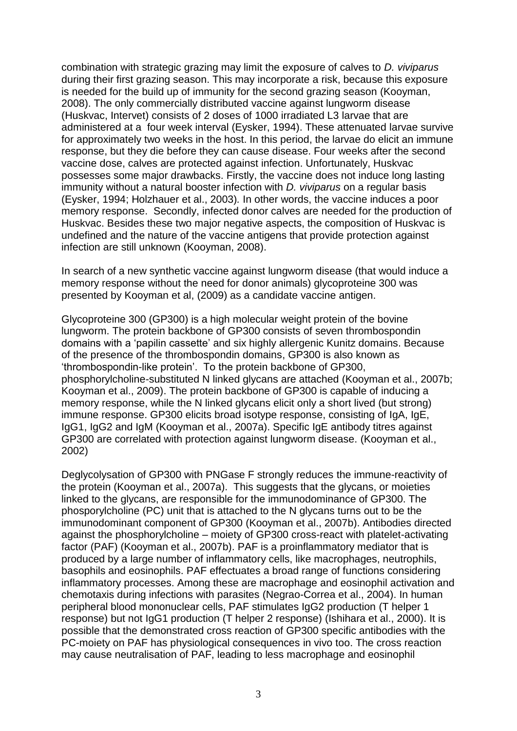combination with strategic grazing may limit the exposure of calves to *D. viviparus* during their first grazing season. This may incorporate a risk, because this exposure is needed for the build up of immunity for the second grazing season (Kooyman, 2008). The only commercially distributed vaccine against lungworm disease (Huskvac, Intervet) consists of 2 doses of 1000 irradiated L3 larvae that are administered at a four week interval (Eysker, 1994). These attenuated larvae survive for approximately two weeks in the host. In this period, the larvae do elicit an immune response, but they die before they can cause disease. Four weeks after the second vaccine dose, calves are protected against infection. Unfortunately, Huskvac possesses some major drawbacks. Firstly, the vaccine does not induce long lasting immunity without a natural booster infection with *D. viviparus* on a regular basis (Eysker, 1994; Holzhauer et al., 2003). In other words, the vaccine induces a poor memory response. Secondly, infected donor calves are needed for the production of Huskvac. Besides these two major negative aspects, the composition of Huskvac is undefined and the nature of the vaccine antigens that provide protection against infection are still unknown (Kooyman, 2008).

In search of a new synthetic vaccine against lungworm disease (that would induce a memory response without the need for donor animals) glycoproteine 300 was presented by Kooyman et al, (2009) as a candidate vaccine antigen.

Glycoproteine 300 (GP300) is a high molecular weight protein of the bovine lungworm. The protein backbone of GP300 consists of seven thrombospondin domains with a 'papilin cassette' and six highly allergenic Kunitz domains. Because of the presence of the thrombospondin domains, GP300 is also known as 'thrombospondin-like protein'. To the protein backbone of GP300, phosphorylcholine-substituted N linked glycans are attached (Kooyman et al., 2007b; Kooyman et al., 2009). The protein backbone of GP300 is capable of inducing a memory response, while the N linked glycans elicit only a short lived (but strong) immune response. GP300 elicits broad isotype response, consisting of IgA, IgE, IgG1, IgG2 and IgM (Kooyman et al., 2007a). Specific IgE antibody titres against GP300 are correlated with protection against lungworm disease. (Kooyman et al., 2002)

Deglycolysation of GP300 with PNGase F strongly reduces the immune-reactivity of the protein (Kooyman et al., 2007a). This suggests that the glycans, or moieties linked to the glycans, are responsible for the immunodominance of GP300. The phosporylcholine (PC) unit that is attached to the N glycans turns out to be the immunodominant component of GP300 (Kooyman et al., 2007b). Antibodies directed against the phosphorylcholine – moiety of GP300 cross-react with platelet-activating factor (PAF) (Kooyman et al., 2007b). PAF is a proinflammatory mediator that is produced by a large number of inflammatory cells, like macrophages, neutrophils, basophils and eosinophils. PAF effectuates a broad range of functions considering inflammatory processes. Among these are macrophage and eosinophil activation and chemotaxis during infections with parasites (Negrao-Correa et al., 2004). In human peripheral blood mononuclear cells, PAF stimulates IgG2 production (T helper 1 response) but not IgG1 production (T helper 2 response) (Ishihara et al., 2000). It is possible that the demonstrated cross reaction of GP300 specific antibodies with the PC-moiety on PAF has physiological consequences in vivo too. The cross reaction may cause neutralisation of PAF, leading to less macrophage and eosinophil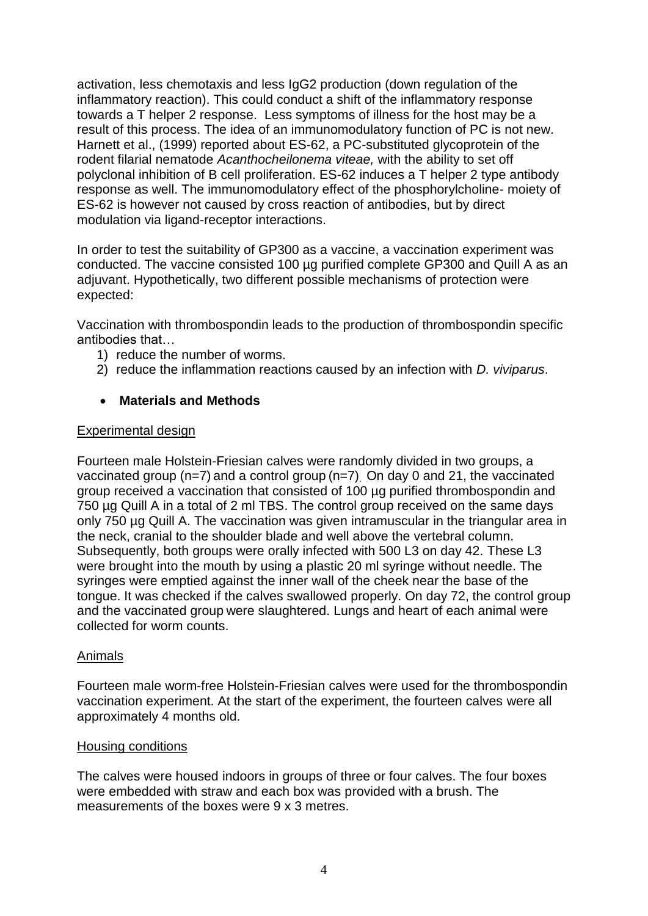activation, less chemotaxis and less IgG2 production (down regulation of the inflammatory reaction). This could conduct a shift of the inflammatory response towards a T helper 2 response. Less symptoms of illness for the host may be a result of this process. The idea of an immunomodulatory function of PC is not new. Harnett et al., (1999) reported about ES-62, a PC-substituted glycoprotein of the rodent filarial nematode *Acanthocheilonema viteae,* with the ability to set off polyclonal inhibition of B cell proliferation. ES-62 induces a T helper 2 type antibody response as well. The immunomodulatory effect of the phosphorylcholine- moiety of ES-62 is however not caused by cross reaction of antibodies, but by direct modulation via ligand-receptor interactions.

In order to test the suitability of GP300 as a vaccine, a vaccination experiment was conducted. The vaccine consisted 100 µg purified complete GP300 and Quill A as an adjuvant. Hypothetically, two different possible mechanisms of protection were expected:

Vaccination with thrombospondin leads to the production of thrombospondin specific antibodies that…

1) reduce the number of worms.
2) reduce the inflammation reactions caused by an infection with *D. viviparus*.

- **Materials and Methods**

Experimental design

Fourteen male Holstein-Friesian calves were randomly divided in two groups, a vaccinated group (n=7) and a control group (n=7). On day 0 and 21, the vaccinated group received a vaccination that consisted of 100 µg purified thrombospondin and 750 µg Quill A in a total of 2 ml TBS. The control group received on the same days only 750 µg Quill A. The vaccination was given intramuscular in the triangular area in the neck, cranial to the shoulder blade and well above the vertebral column. Subsequently, both groups were orally infected with 500 L3 on day 42. These L3 were brought into the mouth by using a plastic 20 ml syringe without needle. The syringes were emptied against the inner wall of the cheek near the base of the tongue. It was checked if the calves swallowed properly. On day 72, the control group and the vaccinated group were slaughtered. Lungs and heart of each animal were collected for worm counts.

Animals

Fourteen male worm-free Holstein-Friesian calves were used for the thrombospondin vaccination experiment. At the start of the experiment, the fourteen calves were all approximately 4 months old.

Housing conditions

The calves were housed indoors in groups of three or four calves. The four boxes were embedded with straw and each box was provided with a brush. The measurements of the boxes were 9 x 3 metres.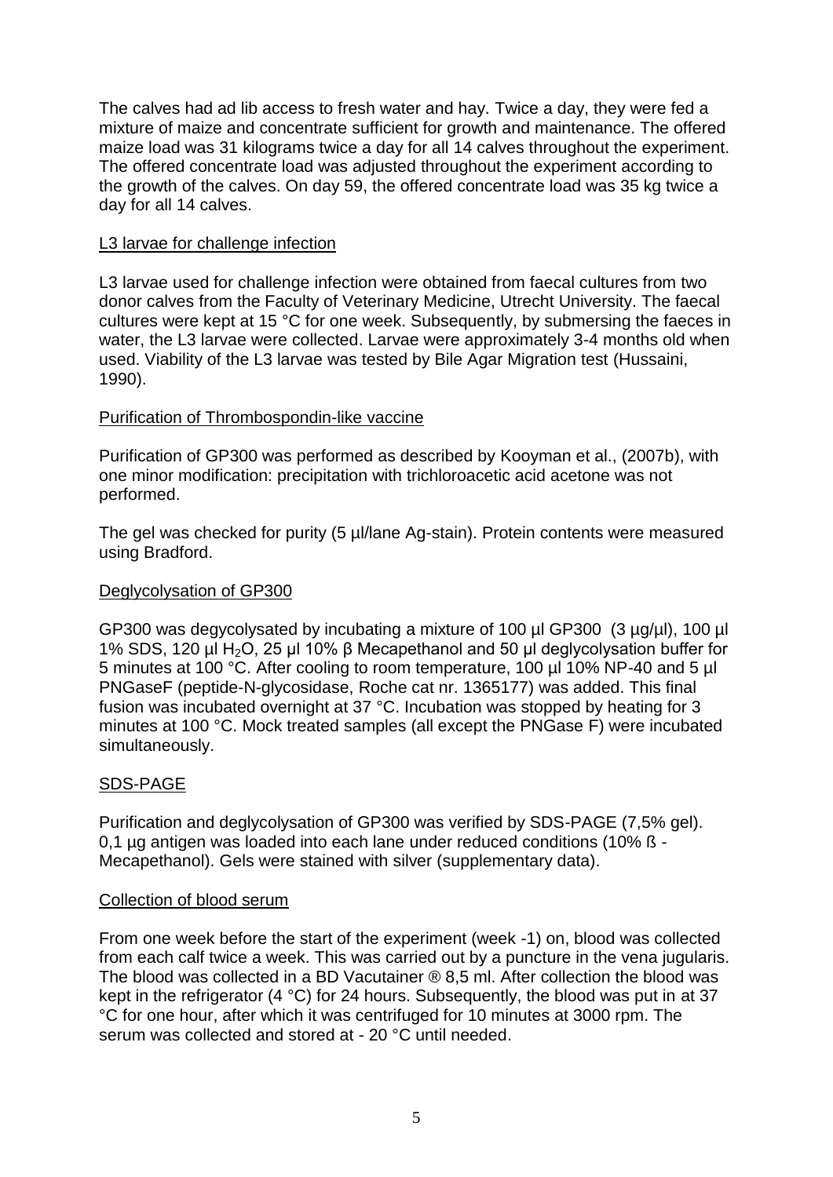The calves had ad lib access to fresh water and hay. Twice a day, they were fed a mixture of maize and concentrate sufficient for growth and maintenance. The offered maize load was 31 kilograms twice a day for all 14 calves throughout the experiment. The offered concentrate load was adjusted throughout the experiment according to the growth of the calves. On day 59, the offered concentrate load was 35 kg twice a day for all 14 calves.

## L3 larvae for challenge infection

L3 larvae used for challenge infection were obtained from faecal cultures from two donor calves from the Faculty of Veterinary Medicine, Utrecht University. The faecal cultures were kept at 15 °C for one week. Subsequently, by submersing the faeces in water, the L3 larvae were collected. Larvae were approximately 3-4 months old when used. Viability of the L3 larvae was tested by Bile Agar Migration test (Hussaini, 1990).

## Purification of Thrombospondin-like vaccine

Purification of GP300 was performed as described by Kooyman et al., (2007b), with one minor modification: precipitation with trichloroacetic acid acetone was not performed.

The gel was checked for purity (5 µl/lane Ag-stain). Protein contents were measured using Bradford.

## Deglycolysation of GP300

GP300 was degycolysated by incubating a mixture of 100 µl GP300 (3 µg/µl), 100 µl 1% SDS, 120 µl $H_2O$, 25 µl 10% β Mecapethanol and 50 µl deglycolysation buffer for 5 minutes at 100 °C. After cooling to room temperature, 100 µl 10% NP-40 and 5 µl PNGaseF (peptide-N-glycosidase, Roche cat nr. 1365177) was added. This final fusion was incubated overnight at 37 °C. Incubation was stopped by heating for 3 minutes at 100 °C. Mock treated samples (all except the PNGase F) were incubated simultaneously.

## SDS-PAGE

Purification and deglycolysation of GP300 was verified by SDS-PAGE (7,5% gel). 0,1 µg antigen was loaded into each lane under reduced conditions (10% ß - Mecapethanol). Gels were stained with silver (supplementary data).

## Collection of blood serum

From one week before the start of the experiment (week -1) on, blood was collected from each calf twice a week. This was carried out by a puncture in the vena jugularis. The blood was collected in a BD Vacutainer ® 8,5 ml. After collection the blood was kept in the refrigerator (4 °C) for 24 hours. Subsequently, the blood was put in at 37 °C for one hour, after which it was centrifuged for 10 minutes at 3000 rpm. The serum was collected and stored at - 20 °C until needed.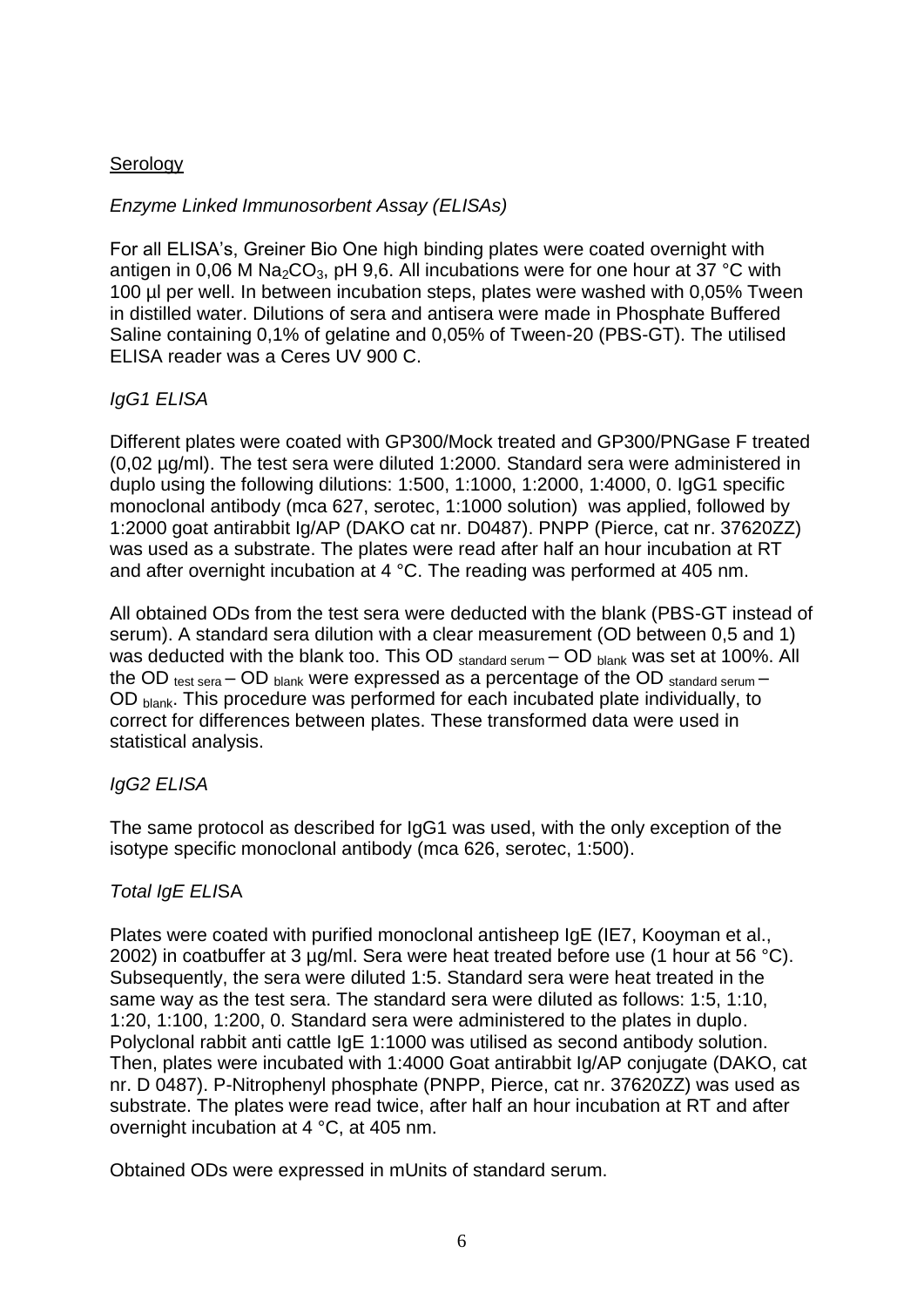## Serology

### *Enzyme Linked Immunosorbent Assay (ELISAs)*

For all ELISA's, Greiner Bio One high binding plates were coated overnight with antigen in 0,06 M $Na_2CO_3$, pH 9,6. All incubations were for one hour at 37 °C with 100 µl per well. In between incubation steps, plates were washed with 0,05% Tween in distilled water. Dilutions of sera and antisera were made in Phosphate Buffered Saline containing 0,1% of gelatine and 0,05% of Tween-20 (PBS-GT). The utilised ELISA reader was a Ceres UV 900 C.

### *IgG1 ELISA*

Different plates were coated with GP300/Mock treated and GP300/PNGase F treated (0,02 µg/ml). The test sera were diluted 1:2000. Standard sera were administered in duplo using the following dilutions: 1:500, 1:1000, 1:2000, 1:4000, 0. IgG1 specific monoclonal antibody (mca 627, serotec, 1:1000 solution) was applied, followed by 1:2000 goat antirabbit Ig/AP (DAKO cat nr. D0487). PNPP (Pierce, cat nr. 37620ZZ) was used as a substrate. The plates were read after half an hour incubation at RT and after overnight incubation at 4 °C. The reading was performed at 405 nm.

All obtained ODs from the test sera were deducted with the blank (PBS-GT instead of serum). A standard sera dilution with a clear measurement (OD between 0,5 and 1) was deducted with the blank too. This $OD_{\text{standard serum}} - OD_{\text{blank}}$ was set at 100%. All the $OD_{\text{test sera}} - OD_{\text{blank}}$ were expressed as a percentage of the $OD_{\text{standard serum}} - OD_{\text{blank}}$. This procedure was performed for each incubated plate individually, to correct for differences between plates. These transformed data were used in statistical analysis.

### *IgG2 ELISA*

The same protocol as described for IgG1 was used, with the only exception of the isotype specific monoclonal antibody (mca 626, serotec, 1:500).

### *Total IgE ELISA*

Plates were coated with purified monoclonal antisheep IgE (IE7, Kooyman et al., 2002) in coatbuffer at 3 µg/ml. Sera were heat treated before use (1 hour at 56 °C). Subsequently, the sera were diluted 1:5. Standard sera were heat treated in the same way as the test sera. The standard sera were diluted as follows: 1:5, 1:10, 1:20, 1:100, 1:200, 0. Standard sera were administered to the plates in duplo. Polyclonal rabbit anti cattle IgE 1:1000 was utilised as second antibody solution. Then, plates were incubated with 1:4000 Goat antirabbit Ig/AP conjugate (DAKO, cat nr. D 0487). P-Nitrophenyl phosphate (PNPP, Pierce, cat nr. 37620ZZ) was used as substrate. The plates were read twice, after half an hour incubation at RT and after overnight incubation at 4 °C, at 405 nm.

Obtained ODs were expressed in mUnits of standard serum.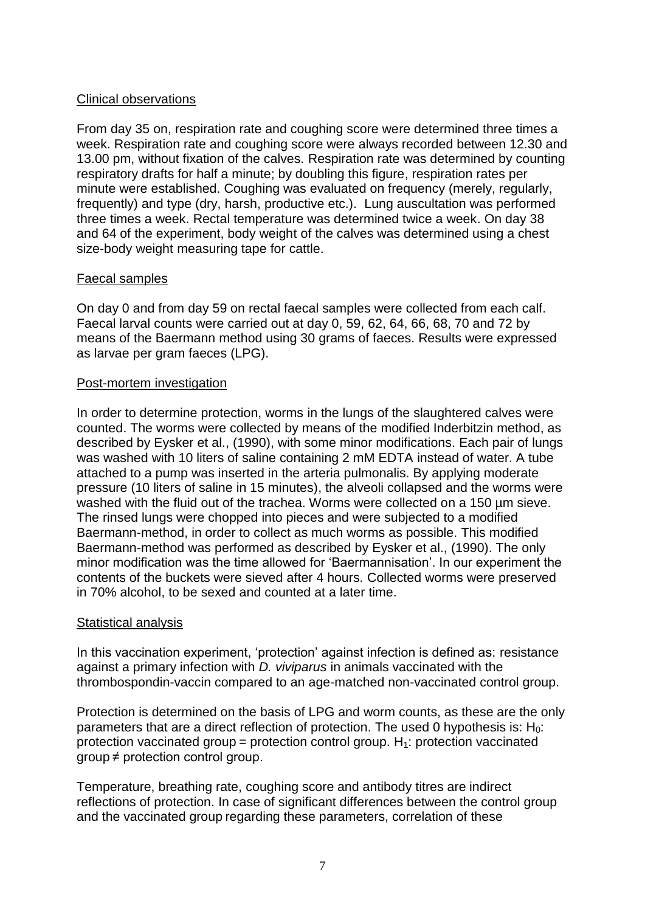Clinical observations

From day 35 on, respiration rate and coughing score were determined three times a week. Respiration rate and coughing score were always recorded between 12.30 and 13.00 pm, without fixation of the calves. Respiration rate was determined by counting respiratory drafts for half a minute; by doubling this figure, respiration rates per minute were established. Coughing was evaluated on frequency (merely, regularly, frequently) and type (dry, harsh, productive etc.). Lung auscultation was performed three times a week. Rectal temperature was determined twice a week. On day 38 and 64 of the experiment, body weight of the calves was determined using a chest size-body weight measuring tape for cattle.

Faecal samples

On day 0 and from day 59 on rectal faecal samples were collected from each calf. Faecal larval counts were carried out at day 0, 59, 62, 64, 66, 68, 70 and 72 by means of the Baermann method using 30 grams of faeces. Results were expressed as larvae per gram faeces (LPG).

Post-mortem investigation

In order to determine protection, worms in the lungs of the slaughtered calves were counted. The worms were collected by means of the modified Inderbitzin method, as described by Eysker et al., (1990), with some minor modifications. Each pair of lungs was washed with 10 liters of saline containing 2 mM EDTA instead of water. A tube attached to a pump was inserted in the arteria pulmonalis. By applying moderate pressure (10 liters of saline in 15 minutes), the alveoli collapsed and the worms were washed with the fluid out of the trachea. Worms were collected on a 150 µm sieve. The rinsed lungs were chopped into pieces and were subjected to a modified Baermann-method, in order to collect as much worms as possible. This modified Baermann-method was performed as described by Eysker et al., (1990). The only minor modification was the time allowed for 'Baermannisation'. In our experiment the contents of the buckets were sieved after 4 hours. Collected worms were preserved in 70% alcohol, to be sexed and counted at a later time.

Statistical analysis

In this vaccination experiment, 'protection' against infection is defined as: resistance against a primary infection with *D. viviparus* in animals vaccinated with the thrombospondin-vaccin compared to an age-matched non-vaccinated control group.

Protection is determined on the basis of LPG and worm counts, as these are the only parameters that are a direct reflection of protection. The used 0 hypothesis is: $H_0$: protection vaccinated group = protection control group. $H_1$: protection vaccinated group ≠ protection control group.

Temperature, breathing rate, coughing score and antibody titres are indirect reflections of protection. In case of significant differences between the control group and the vaccinated group regarding these parameters, correlation of these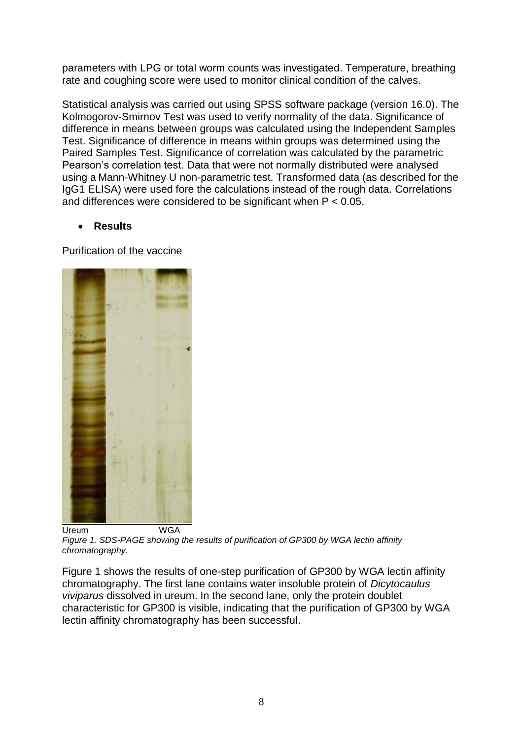parameters with LPG or total worm counts was investigated. Temperature, breathing rate and coughing score were used to monitor clinical condition of the calves.

Statistical analysis was carried out using SPSS software package (version 16.0). The Kolmogorov-Smirnov Test was used to verify normality of the data. Significance of difference in means between groups was calculated using the Independent Samples Test. Significance of difference in means within groups was determined using the Paired Samples Test. Significance of correlation was calculated by the parametric Pearson's correlation test. Data that were not normally distributed were analysed using a Mann-Whitney U non-parametric test. Transformed data (as described for the IgG1 ELISA) were used fore the calculations instead of the rough data. Correlations and differences were considered to be significant when $P < 0.05$.

- **Results**

Purification of the vaccine

Ureum WGA

*Figure 1. SDS-PAGE showing the results of purification of GP300 by WGA lectin affinity chromatography.*

Figure 1 shows the results of one-step purification of GP300 by WGA lectin affinity chromatography. The first lane contains water insoluble protein of *Dicytocaulus viviparus* dissolved in ureum. In the second lane, only the protein doublet characteristic for GP300 is visible, indicating that the purification of GP300 by WGA lectin affinity chromatography has been successful.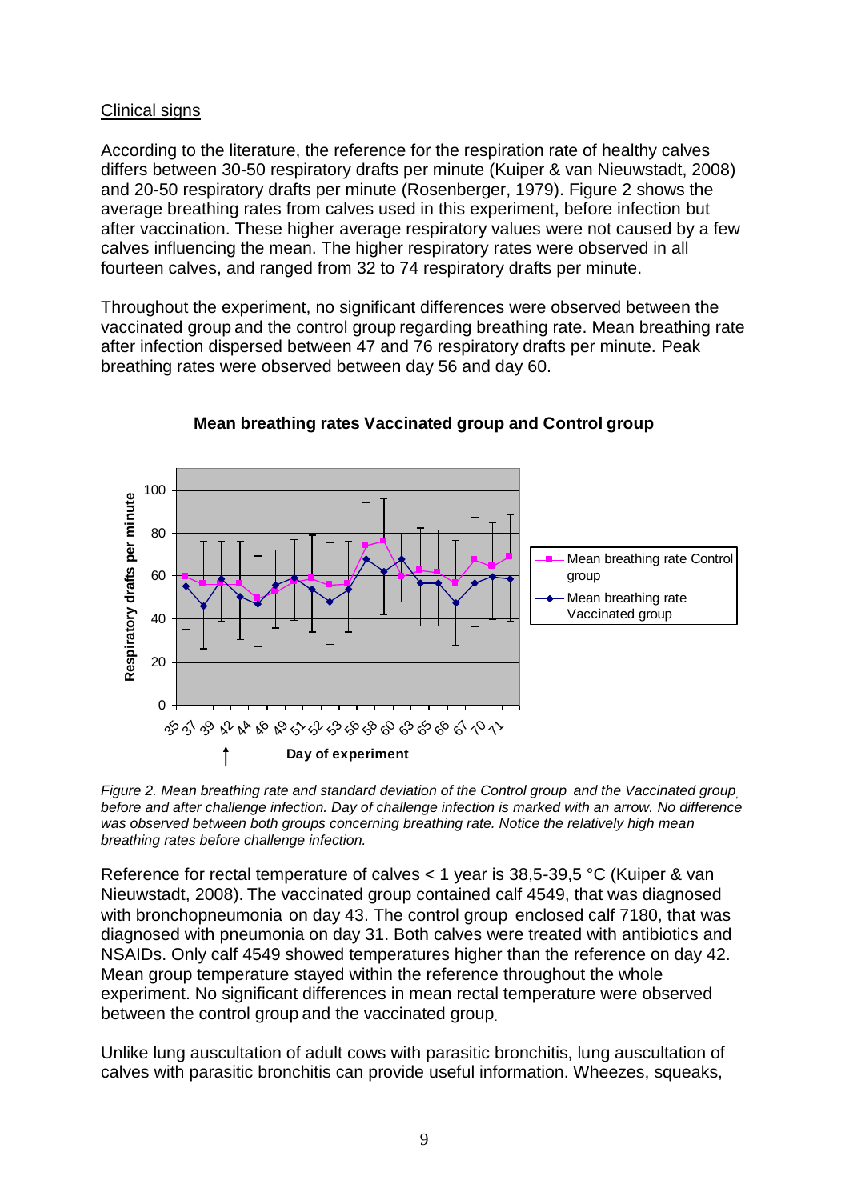Clinical signs

According to the literature, the reference for the respiration rate of healthy calves differs between 30-50 respiratory drafts per minute (Kuiper & van Nieuwstadt, 2008) and 20-50 respiratory drafts per minute (Rosenberger, 1979). Figure 2 shows the average breathing rates from calves used in this experiment, before infection but after vaccination. These higher average respiratory values were not caused by a few calves influencing the mean. The higher respiratory rates were observed in all fourteen calves, and ranged from 32 to 74 respiratory drafts per minute.

Throughout the experiment, no significant differences were observed between the vaccinated group and the control group regarding breathing rate. Mean breathing rate after infection dispersed between 47 and 76 respiratory drafts per minute. Peak breathing rates were observed between day 56 and day 60.

**Mean breathing rates Vaccinated group and Control group**

*Figure 2. Mean breathing rate and standard deviation of the Control group and the Vaccinated group, before and after challenge infection. Day of challenge infection is marked with an arrow. No difference was observed between both groups concerning breathing rate. Notice the relatively high mean breathing rates before challenge infection.*

Reference for rectal temperature of calves < 1 year is 38,5-39,5 °C (Kuiper & van Nieuwstadt, 2008). The vaccinated group contained calf 4549, that was diagnosed with bronchopneumonia on day 43. The control group enclosed calf 7180, that was diagnosed with pneumonia on day 31. Both calves were treated with antibiotics and NSAIDs. Only calf 4549 showed temperatures higher than the reference on day 42. Mean group temperature stayed within the reference throughout the whole experiment. No significant differences in mean rectal temperature were observed between the control group and the vaccinated group.

Unlike lung auscultation of adult cows with parasitic bronchitis, lung auscultation of calves with parasitic bronchitis can provide useful information. Wheezes, squeaks,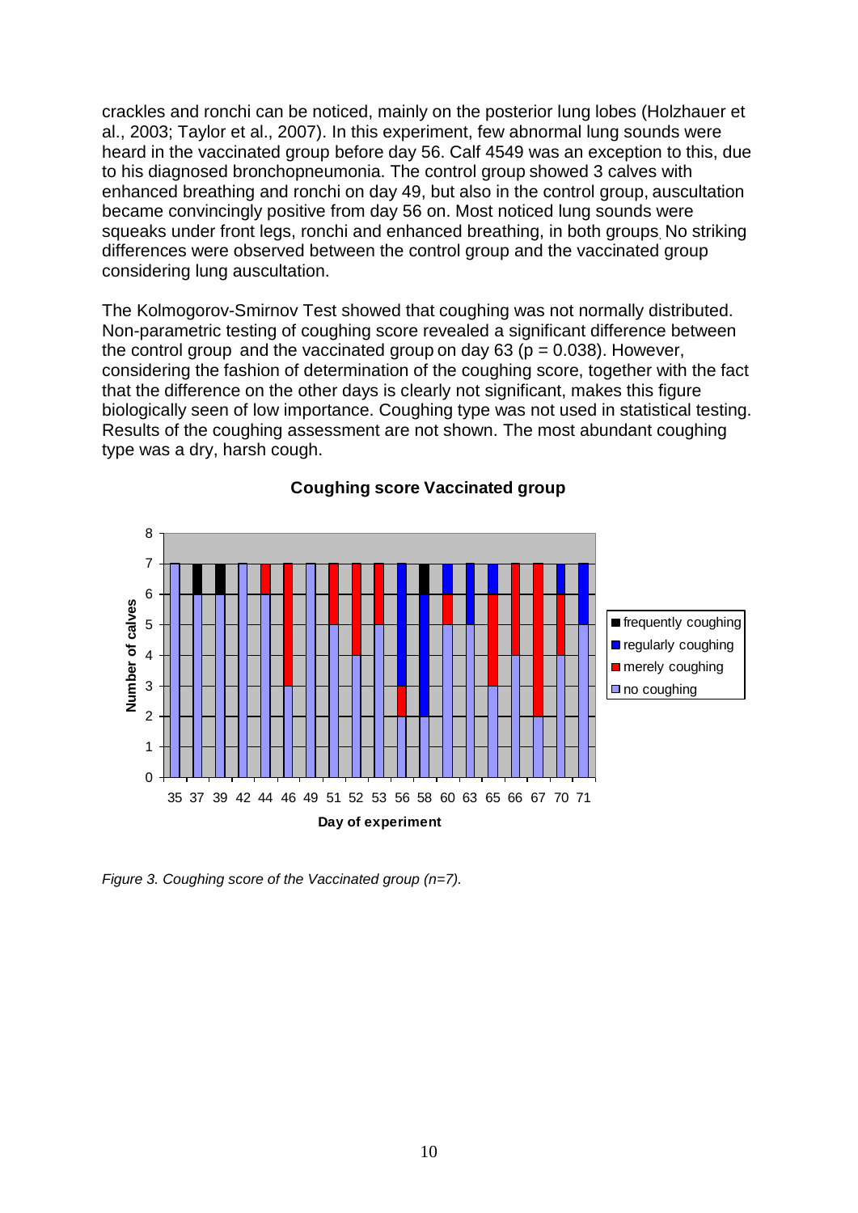crackles and ronchi can be noticed, mainly on the posterior lung lobes (Holzhauer et al., 2003; Taylor et al., 2007). In this experiment, few abnormal lung sounds were heard in the vaccinated group before day 56. Calf 4549 was an exception to this, due to his diagnosed bronchopneumonia. The control group showed 3 calves with enhanced breathing and ronchi on day 49, but also in the control group, auscultation became convincingly positive from day 56 on. Most noticed lung sounds were squeaks under front legs, ronchi and enhanced breathing, in both groups. No striking differences were observed between the control group and the vaccinated group considering lung auscultation.

The Kolmogorov-Smirnov Test showed that coughing was not normally distributed. Non-parametric testing of coughing score revealed a significant difference between the control group and the vaccinated group on day 63 ($p = 0.038$). However, considering the fashion of determination of the coughing score, together with the fact that the difference on the other days is clearly not significant, makes this figure biologically seen of low importance. Coughing type was not used in statistical testing. Results of the coughing assessment are not shown. The most abundant coughing type was a dry, harsh cough.

**Coughing score Vaccinated group**

*Figure 3. Coughing score of the Vaccinated group (n=7).*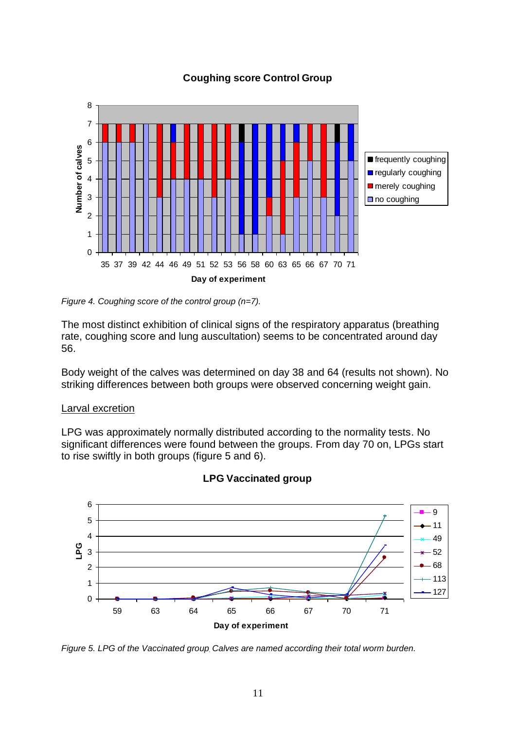*Figure 4. Coughing score of the control group (n=7).*

The most distinct exhibition of clinical signs of the respiratory apparatus (breathing rate, coughing score and lung auscultation) seems to be concentrated around day 56.

Body weight of the calves was determined on day 38 and 64 (results not shown). No striking differences between both groups were observed concerning weight gain.

<u>Larval excretion</u>

LPG was approximately normally distributed according to the normality tests. No significant differences were found between the groups. From day 70 on, LPGs start to rise swiftly in both groups (figure 5 and 6).

*Figure 5. LPG of the Vaccinated group. Calves are named according their total worm burden.*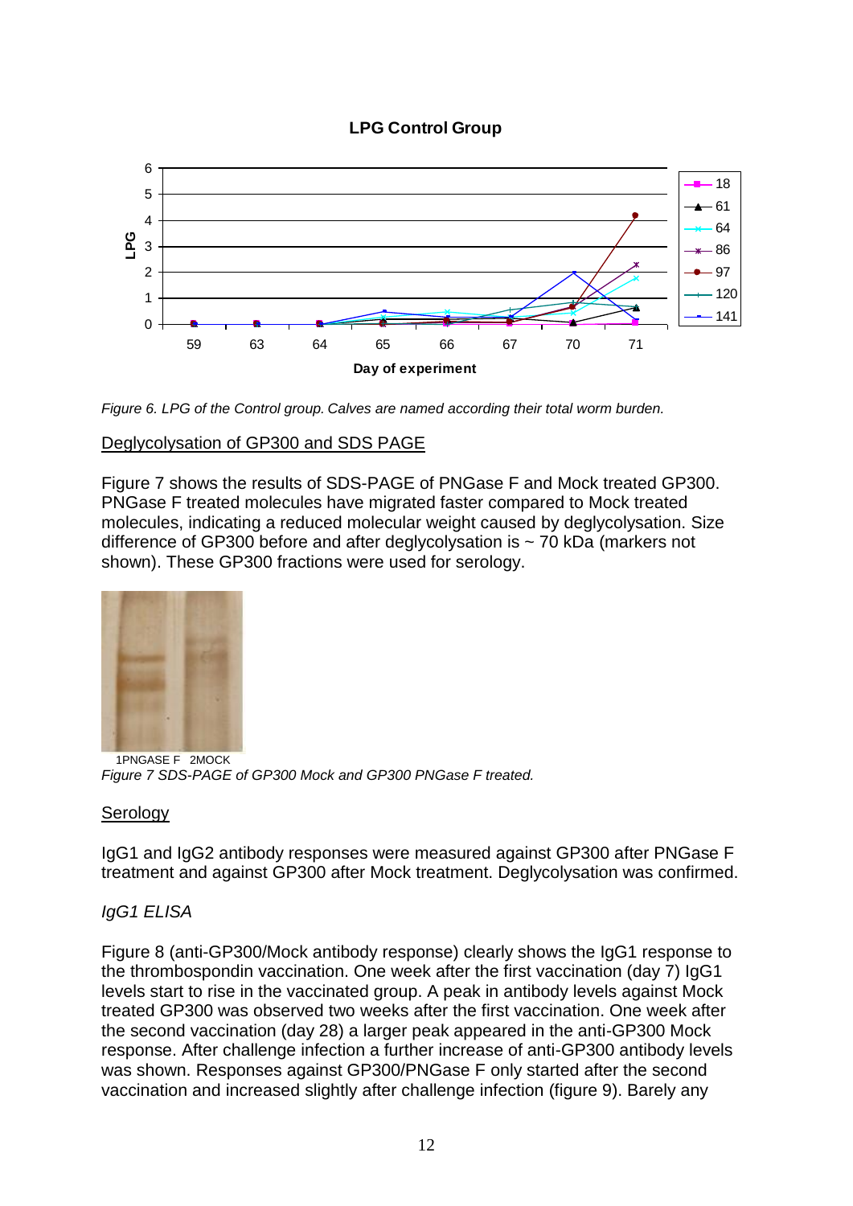Figure 6. LPG of the Control group. Calves are named according their total worm burden.

## Deglycolysation of GP300 and SDS PAGE

Figure 7 shows the results of SDS-PAGE of PNGase F and Mock treated GP300. PNGase F treated molecules have migrated faster compared to Mock treated molecules, indicating a reduced molecular weight caused by deglycolysation. Size difference of GP300 before and after deglycolysation is ~ 70 kDa (markers not shown). These GP300 fractions were used for serology.

1PNGASE F 2MOCK

*Figure 7 SDS-PAGE of GP300 Mock and GP300 PNGase F treated.*

## Serology

IgG1 and IgG2 antibody responses were measured against GP300 after PNGase F treatment and against GP300 after Mock treatment. Deglycolysation was confirmed.

### *IgG1 ELISA*

Figure 8 (anti-GP300/Mock antibody response) clearly shows the IgG1 response to the thrombospondin vaccination. One week after the first vaccination (day 7) IgG1 levels start to rise in the vaccinated group. A peak in antibody levels against Mock treated GP300 was observed two weeks after the first vaccination. One week after the second vaccination (day 28) a larger peak appeared in the anti-GP300 Mock response. After challenge infection a further increase of anti-GP300 antibody levels was shown. Responses against GP300/PNGase F only started after the second vaccination and increased slightly after challenge infection (figure 9). Barely any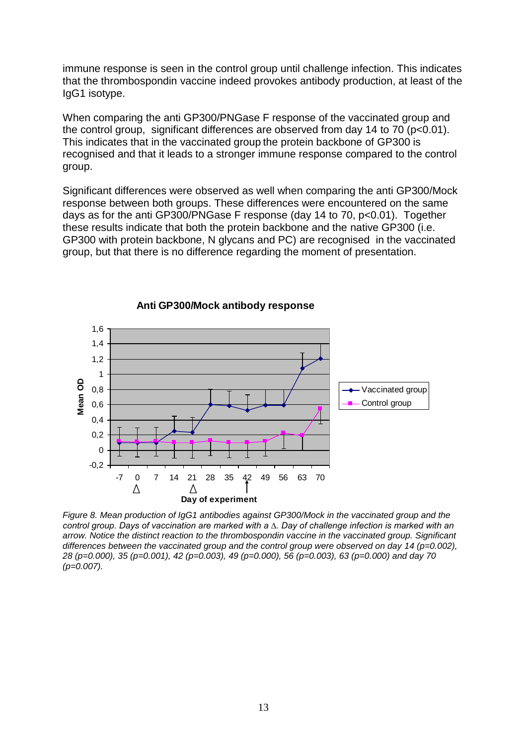immune response is seen in the control group until challenge infection. This indicates that the thrombospondin vaccine indeed provokes antibody production, at least of the IgG1 isotype.

When comparing the anti GP300/PNGase F response of the vaccinated group and the control group, significant differences are observed from day 14 to 70 ($p<0.01$). This indicates that in the vaccinated group the protein backbone of GP300 is recognised and that it leads to a stronger immune response compared to the control group.

Significant differences were observed as well when comparing the anti GP300/Mock response between both groups. These differences were encountered on the same days as for the anti GP300/PNGase F response (day 14 to 70, $p<0.01$). Together these results indicate that both the protein backbone and the native GP300 (i.e. GP300 with protein backbone, N glycans and PC) are recognised in the vaccinated group, but that there is no difference regarding the moment of presentation.

*Figure 8. Mean production of IgG1 antibodies against GP300/Mock in the vaccinated group and the control group. Days of vaccination are marked with a ∆. Day of challenge infection is marked with an arrow. Notice the distinct reaction to the thrombospondin vaccine in the vaccinated group. Significant differences between the vaccinated group and the control group were observed on day 14 (p=0.002), 28 (p=0.000), 35 (p=0.001), 42 (p=0.003), 49 (p=0.000), 56 (p=0.003), 63 (p=0.000) and day 70 (p=0.007).*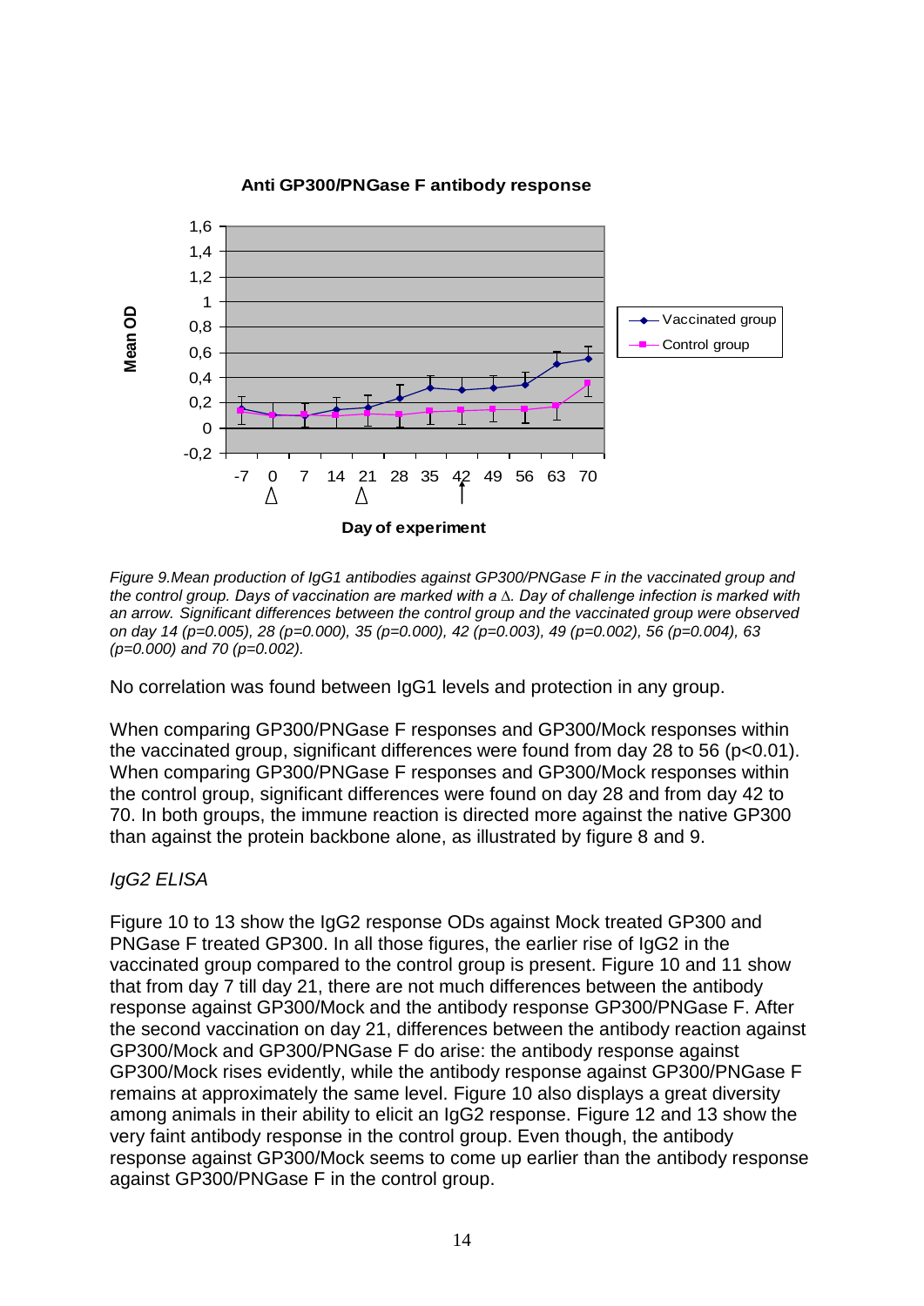Anti GP300/PNGase F antibody response

*Figure 9.Mean production of IgG1 antibodies against GP300/PNGase F in the vaccinated group and the control group. Days of vaccination are marked with a ∆. Day of challenge infection is marked with an arrow. Significant differences between the control group and the vaccinated group were observed on day 14 (p=0.005), 28 (p=0.000), 35 (p=0.000), 42 (p=0.003), 49 (p=0.002), 56 (p=0.004), 63 (p=0.000) and 70 (p=0.002).*

No correlation was found between IgG1 levels and protection in any group.

When comparing GP300/PNGase F responses and GP300/Mock responses within the vaccinated group, significant differences were found from day 28 to 56 ($p<0.01$). When comparing GP300/PNGase F responses and GP300/Mock responses within the control group, significant differences were found on day 28 and from day 42 to 70. In both groups, the immune reaction is directed more against the native GP300 than against the protein backbone alone, as illustrated by figure 8 and 9.

*IgG2 ELISA*

Figure 10 to 13 show the IgG2 response ODs against Mock treated GP300 and PNGase F treated GP300. In all those figures, the earlier rise of IgG2 in the vaccinated group compared to the control group is present. Figure 10 and 11 show that from day 7 till day 21, there are not much differences between the antibody response against GP300/Mock and the antibody response GP300/PNGase F. After the second vaccination on day 21, differences between the antibody reaction against GP300/Mock and GP300/PNGase F do arise: the antibody response against GP300/Mock rises evidently, while the antibody response against GP300/PNGase F remains at approximately the same level. Figure 10 also displays a great diversity among animals in their ability to elicit an IgG2 response. Figure 12 and 13 show the very faint antibody response in the control group. Even though, the antibody response against GP300/Mock seems to come up earlier than the antibody response against GP300/PNGase F in the control group.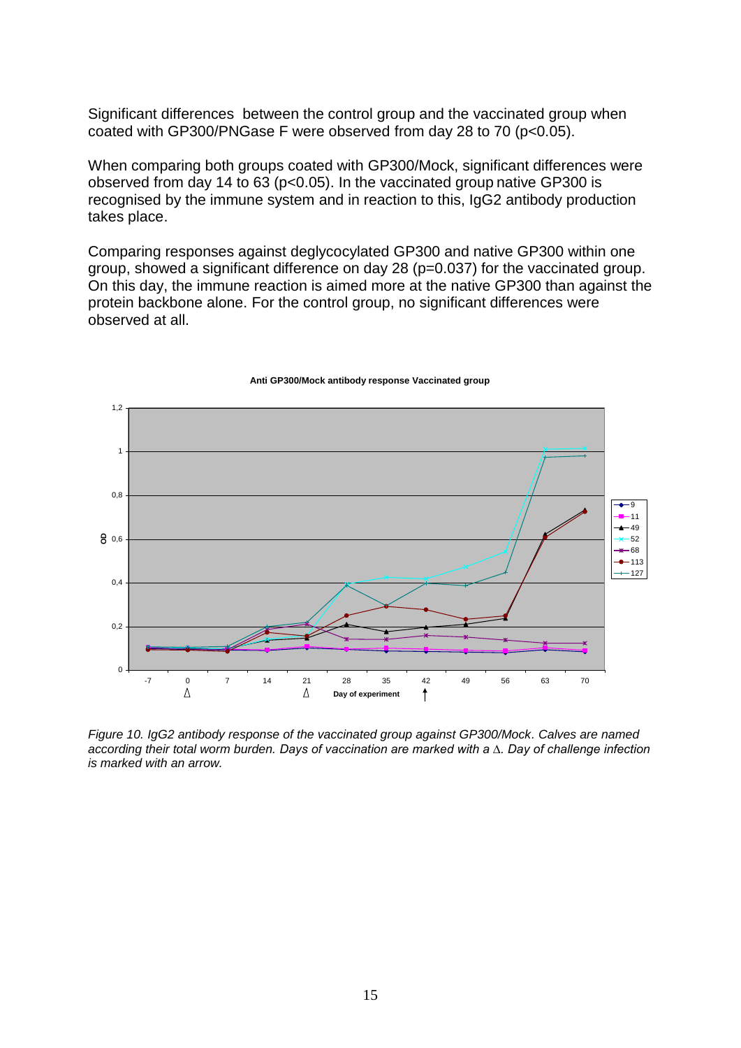Significant differences between the control group and the vaccinated group when coated with GP300/PNGase F were observed from day 28 to 70 ($p<0.05$).

When comparing both groups coated with GP300/Mock, significant differences were observed from day 14 to 63 ($p<0.05$). In the vaccinated group native GP300 is recognised by the immune system and in reaction to this, IgG2 antibody production takes place.

Comparing responses against deglycocylated GP300 and native GP300 within one group, showed a significant difference on day 28 ($p=0.037$) for the vaccinated group. On this day, the immune reaction is aimed more at the native GP300 than against the protein backbone alone. For the control group, no significant differences were observed at all.

*Figure 10. IgG2 antibody response of the vaccinated group against GP300/Mock. Calves are named according their total worm burden. Days of vaccination are marked with a $\Delta$. Day of challenge infection is marked with an arrow.*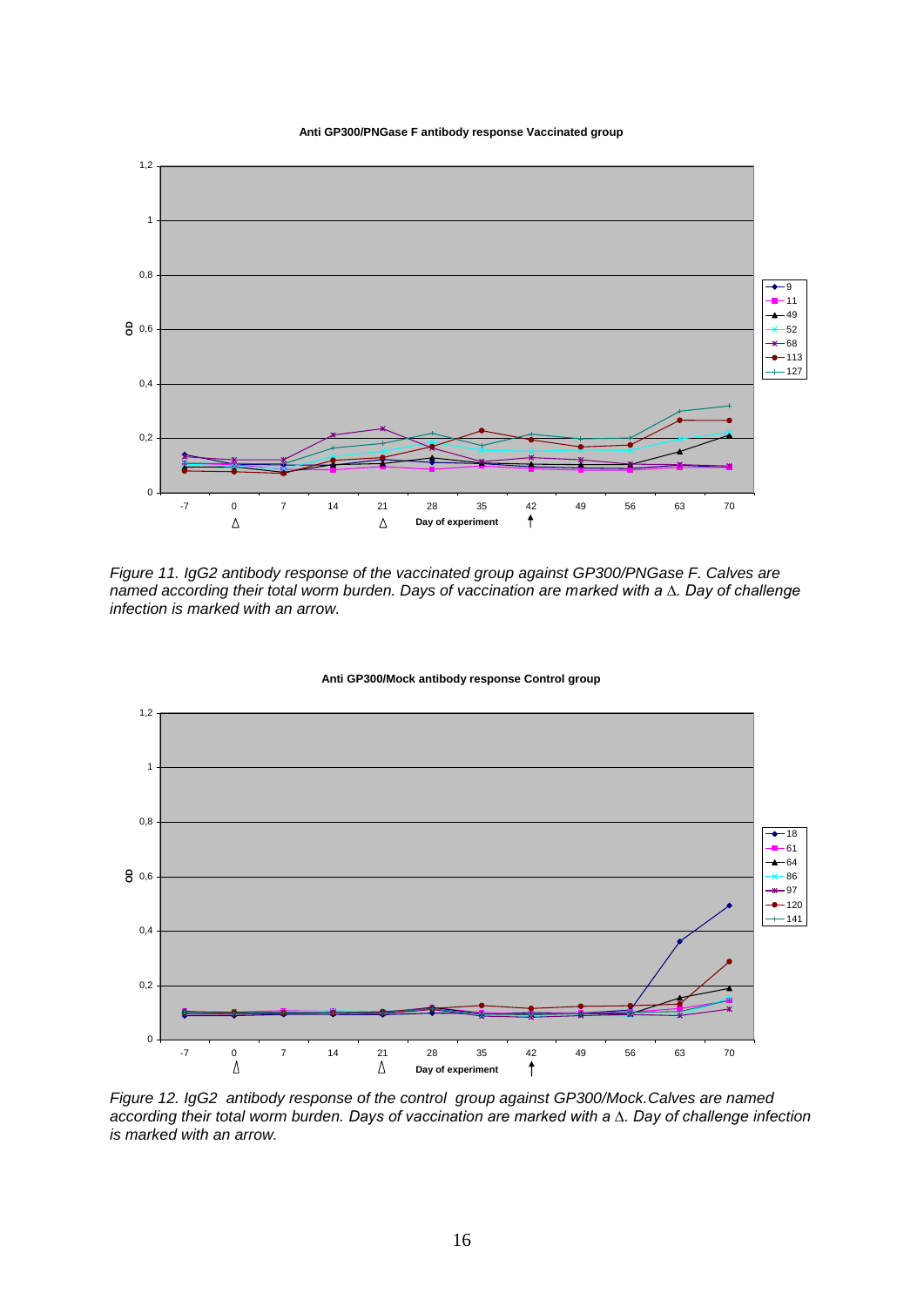Anti GP300/PNGase F antibody response Vaccinated group

*Figure 11. IgG2 antibody response of the vaccinated group against GP300/PNGase F. Calves are named according their total worm burden. Days of vaccination are marked with a ∆. Day of challenge infection is marked with an arrow.*

Anti GP300/Mock antibody response Control group

*Figure 12. IgG2 antibody response of the control group against GP300/Mock. Calves are named according their total worm burden. Days of vaccination are marked with a ∆. Day of challenge infection is marked with an arrow.*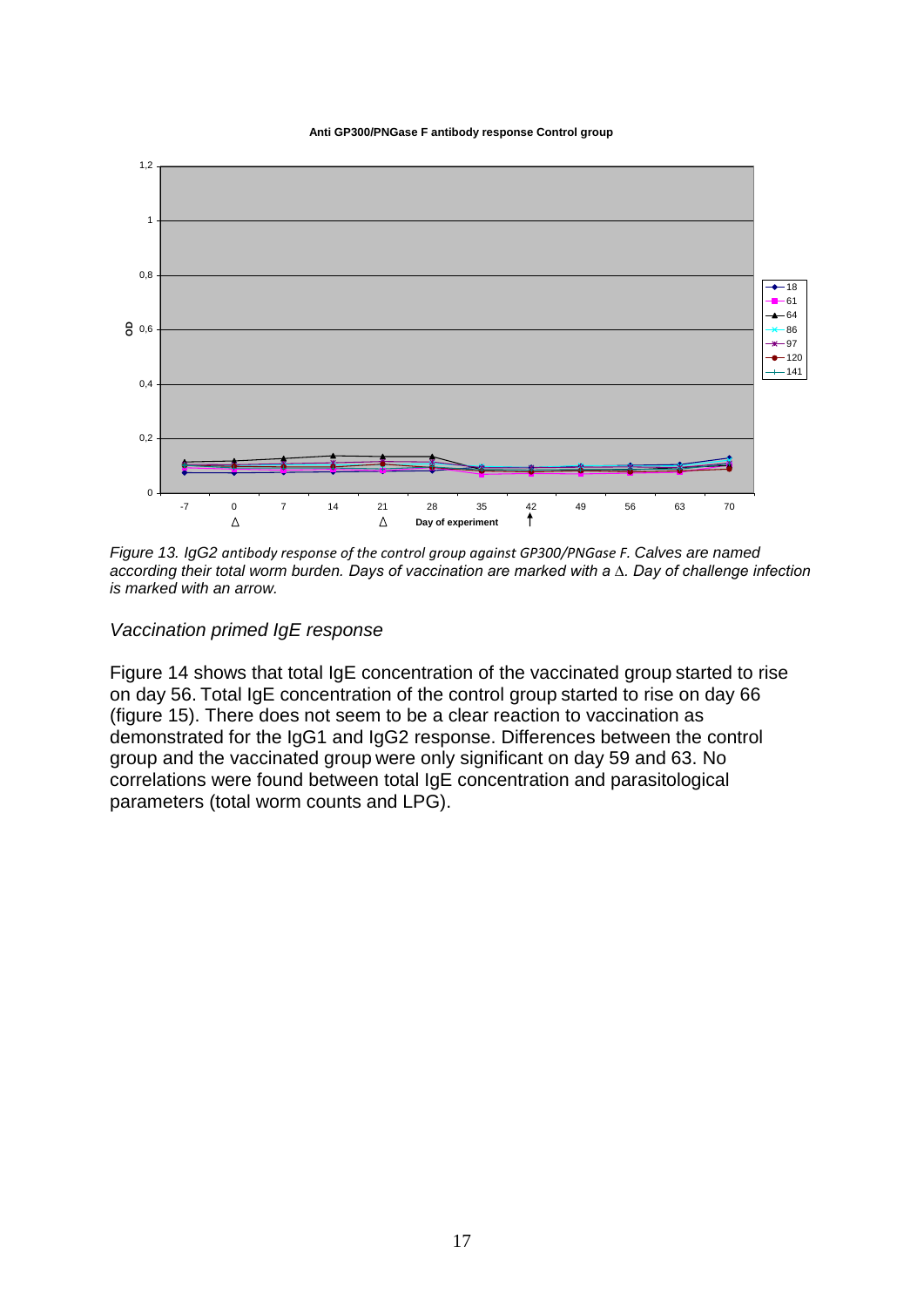*Figure 13. IgG2 antibody response of the control group against GP300/PNGase F. Calves are named according their total worm burden. Days of vaccination are marked with a ∆. Day of challenge infection is marked with an arrow.*

### *Vaccination primed IgE response*

Figure 14 shows that total IgE concentration of the vaccinated group started to rise on day 56. Total IgE concentration of the control group started to rise on day 66 (figure 15). There does not seem to be a clear reaction to vaccination as demonstrated for the IgG1 and IgG2 response. Differences between the control group and the vaccinated group were only significant on day 59 and 63. No correlations were found between total IgE concentration and parasitological parameters (total worm counts and LPG).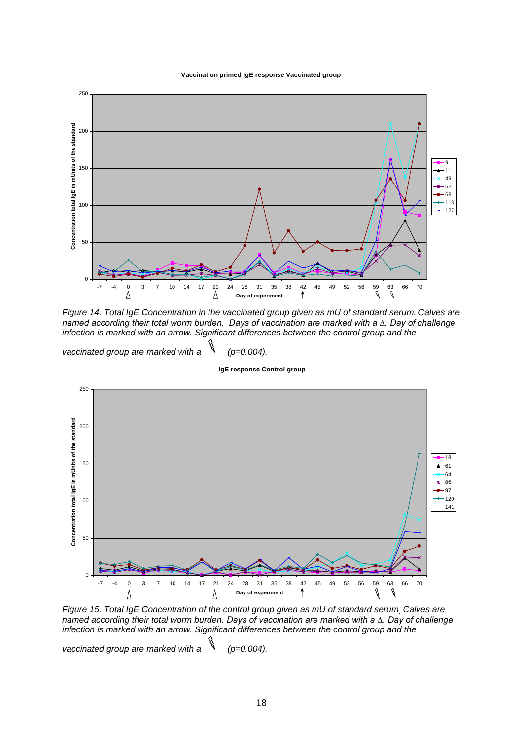**Vaccination primed IgE response Vaccinated group**

*Figure 14. Total IgE Concentration in the vaccinated group given as mU of standard serum. Calves are named according their total worm burden. Days of vaccination are marked with a ∆. Day of challenge infection is marked with an arrow. Significant differences between the control group and the vaccinated group are marked with a ⚡ (p=0.004).*

**IgE response Control group**

*Figure 15. Total IgE Concentration of the control group given as mU of standard serum. Calves are named according their total worm burden. Days of vaccination are marked with a ∆. Day of challenge infection is marked with an arrow. Significant differences between the control group and the vaccinated group are marked with a ⚡ (p=0.004).*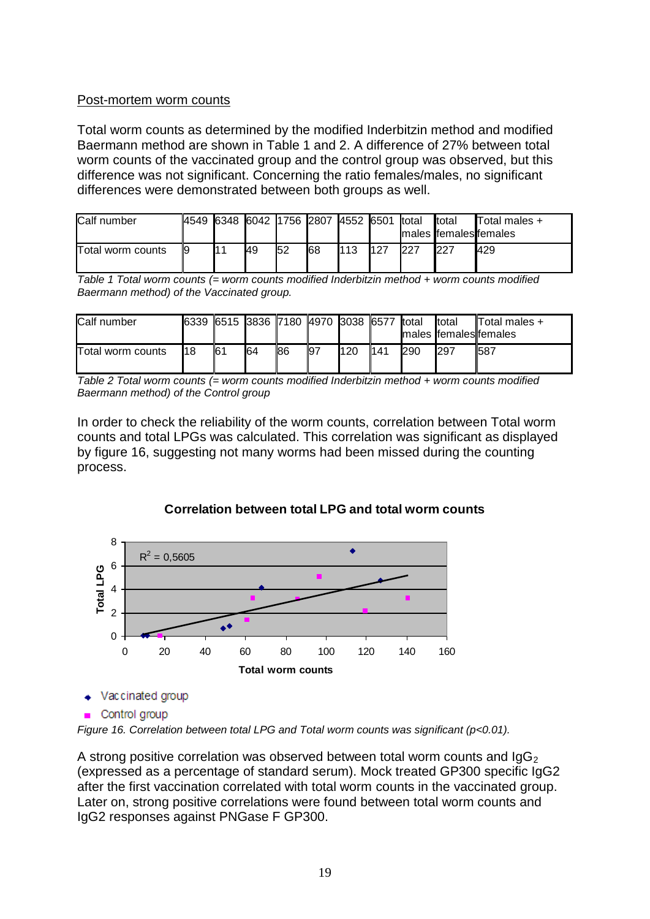Post-mortem worm counts

Total worm counts as determined by the modified Inderbitzin method and modified Baermann method are shown in Table 1 and 2. A difference of 27% between total worm counts of the vaccinated group and the control group was observed, but this difference was not significant. Concerning the ratio females/males, no significant differences were demonstrated between both groups as well.

| Calf number | 4549 | 6348 | 6042 | 1756 | 2807 | 4552 | 6501 | total males | total females | Total males + females |
|---|---|---|---|---|---|---|---|---|---|---|
| Total worm counts | 9 | 11 | 49 | 52 | 68 | 113 | 127 | 227 | 227 | 429 |

*Table 1 Total worm counts (= worm counts modified Inderbitzin method + worm counts modified Baermann method) of the Vaccinated group.*

| Calf number | 6339 | 6515 | 3836 | 7180 | 4970 | 3038 | 6577 | total males | total females | Total males + females |
|---|---|---|---|---|---|---|---|---|---|---|
| Total worm counts | 18 | 61 | 64 | 86 | 97 | 120 | 141 | 290 | 297 | 587 |

*Table 2 Total worm counts (= worm counts modified Inderbitzin method + worm counts modified Baermann method) of the Control group*

In order to check the reliability of the worm counts, correlation between Total worm counts and total LPGs was calculated. This correlation was significant as displayed by figure 16, suggesting not many worms had been missed during the counting process.

**Correlation between total LPG and total worm counts**

*Figure 16. Correlation between total LPG and Total worm counts was significant ($p<0.01$).*

A strong positive correlation was observed between total worm counts and $IgG_2$ (expressed as a percentage of standard serum). Mock treated GP300 specific IgG2 after the first vaccination correlated with total worm counts in the vaccinated group. Later on, strong positive correlations were found between total worm counts and IgG2 responses against PNGase F GP300.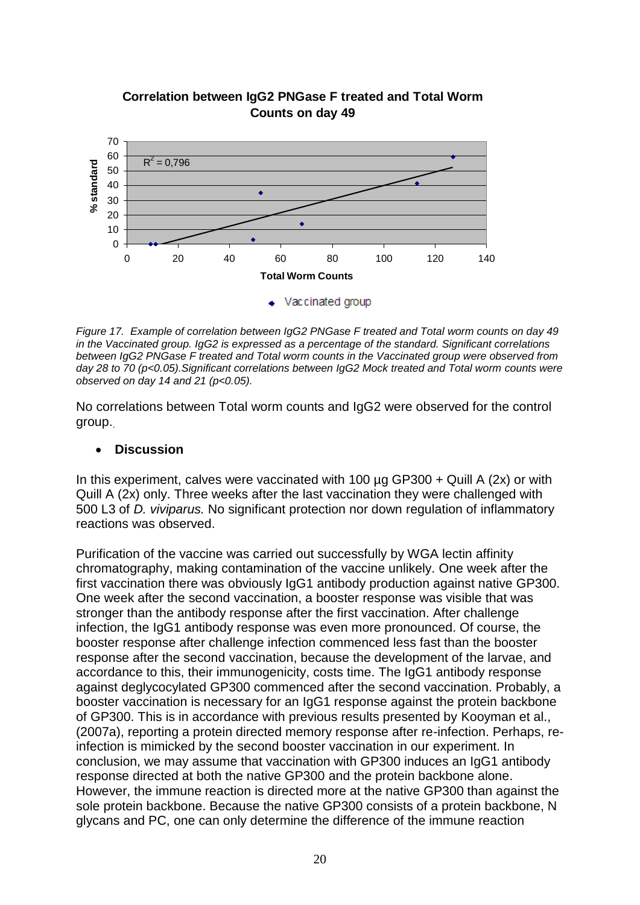**Correlation between IgG2 PNGase F treated and Total Worm Counts on day 49**

*Figure 17. Example of correlation between IgG2 PNGase F treated and Total worm counts on day 49 in the Vaccinated group. IgG2 is expressed as a percentage of the standard. Significant correlations between IgG2 PNGase F treated and Total worm counts in the Vaccinated group were observed from day 28 to 70 ($p<0.05$). Significant correlations between IgG2 Mock treated and Total worm counts were observed on day 14 and 21 ($p<0.05$).*

No correlations between Total worm counts and IgG2 were observed for the control group.

- **Discussion**

In this experiment, calves were vaccinated with 100 µg GP300 + Quill A (2x) or with Quill A (2x) only. Three weeks after the last vaccination they were challenged with 500 L3 of *D. viviparus.* No significant protection nor down regulation of inflammatory reactions was observed.

Purification of the vaccine was carried out successfully by WGA lectin affinity chromatography, making contamination of the vaccine unlikely. One week after the first vaccination there was obviously IgG1 antibody production against native GP300. One week after the second vaccination, a booster response was visible that was stronger than the antibody response after the first vaccination. After challenge infection, the IgG1 antibody response was even more pronounced. Of course, the booster response after challenge infection commenced less fast than the booster response after the second vaccination, because the development of the larvae, and accordance to this, their immunogenicity, costs time. The IgG1 antibody response against deglycocylated GP300 commenced after the second vaccination. Probably, a booster vaccination is necessary for an IgG1 response against the protein backbone of GP300. This is in accordance with previous results presented by Kooyman et al., (2007a), reporting a protein directed memory response after re-infection. Perhaps, re-infection is mimicked by the second booster vaccination in our experiment. In conclusion, we may assume that vaccination with GP300 induces an IgG1 antibody response directed at both the native GP300 and the protein backbone alone. However, the immune reaction is directed more at the native GP300 than against the sole protein backbone. Because the native GP300 consists of a protein backbone, N glycans and PC, one can only determine the difference of the immune reaction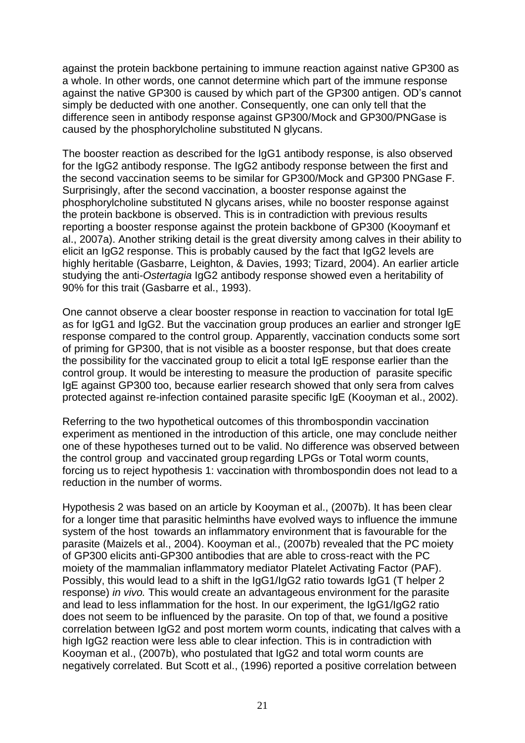against the protein backbone pertaining to immune reaction against native GP300 as a whole. In other words, one cannot determine which part of the immune response against the native GP300 is caused by which part of the GP300 antigen. OD's cannot simply be deducted with one another. Consequently, one can only tell that the difference seen in antibody response against GP300/Mock and GP300/PNGase is caused by the phosphorylcholine substituted N glycans.

The booster reaction as described for the IgG1 antibody response, is also observed for the IgG2 antibody response. The IgG2 antibody response between the first and the second vaccination seems to be similar for GP300/Mock and GP300 PNGase F. Surprisingly, after the second vaccination, a booster response against the phosphorylcholine substituted N glycans arises, while no booster response against the protein backbone is observed. This is in contradiction with previous results reporting a booster response against the protein backbone of GP300 (Kooymanf et al., 2007a). Another striking detail is the great diversity among calves in their ability to elicit an IgG2 response. This is probably caused by the fact that IgG2 levels are highly heritable (Gasbarre, Leighton, & Davies, 1993; Tizard, 2004). An earlier article studying the anti-*Ostertagia* IgG2 antibody response showed even a heritability of 90% for this trait (Gasbarre et al., 1993).

One cannot observe a clear booster response in reaction to vaccination for total IgE as for IgG1 and IgG2. But the vaccination group produces an earlier and stronger IgE response compared to the control group. Apparently, vaccination conducts some sort of priming for GP300, that is not visible as a booster response, but that does create the possibility for the vaccinated group to elicit a total IgE response earlier than the control group. It would be interesting to measure the production of parasite specific IgE against GP300 too, because earlier research showed that only sera from calves protected against re-infection contained parasite specific IgE (Kooyman et al., 2002).

Referring to the two hypothetical outcomes of this thrombospondin vaccination experiment as mentioned in the introduction of this article, one may conclude neither one of these hypotheses turned out to be valid. No difference was observed between the control group and vaccinated group regarding LPGs or Total worm counts, forcing us to reject hypothesis 1: vaccination with thrombospondin does not lead to a reduction in the number of worms.

Hypothesis 2 was based on an article by Kooyman et al., (2007b). It has been clear for a longer time that parasitic helminths have evolved ways to influence the immune system of the host towards an inflammatory environment that is favourable for the parasite (Maizels et al., 2004). Kooyman et al., (2007b) revealed that the PC moiety of GP300 elicits anti-GP300 antibodies that are able to cross-react with the PC moiety of the mammalian inflammatory mediator Platelet Activating Factor (PAF). Possibly, this would lead to a shift in the IgG1/IgG2 ratio towards IgG1 (T helper 2 response) *in vivo.* This would create an advantageous environment for the parasite and lead to less inflammation for the host. In our experiment, the IgG1/IgG2 ratio does not seem to be influenced by the parasite. On top of that, we found a positive correlation between IgG2 and post mortem worm counts, indicating that calves with a high IgG2 reaction were less able to clear infection. This is in contradiction with Kooyman et al., (2007b), who postulated that IgG2 and total worm counts are negatively correlated. But Scott et al., (1996) reported a positive correlation between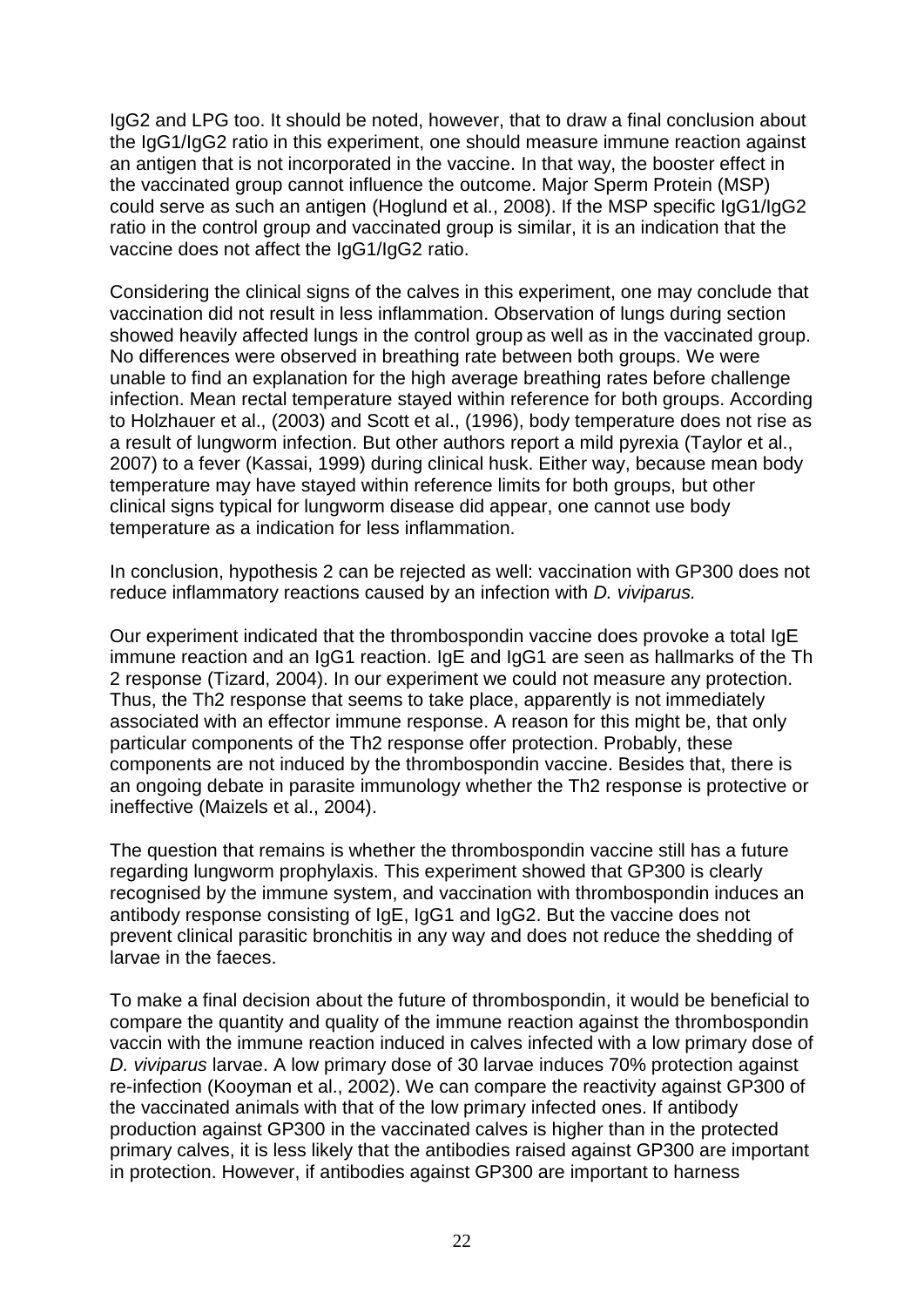IgG2 and LPG too. It should be noted, however, that to draw a final conclusion about the IgG1/IgG2 ratio in this experiment, one should measure immune reaction against an antigen that is not incorporated in the vaccine. In that way, the booster effect in the vaccinated group cannot influence the outcome. Major Sperm Protein (MSP) could serve as such an antigen (Hoglund et al., 2008). If the MSP specific IgG1/IgG2 ratio in the control group and vaccinated group is similar, it is an indication that the vaccine does not affect the IgG1/IgG2 ratio.

Considering the clinical signs of the calves in this experiment, one may conclude that vaccination did not result in less inflammation. Observation of lungs during section showed heavily affected lungs in the control group as well as in the vaccinated group. No differences were observed in breathing rate between both groups. We were unable to find an explanation for the high average breathing rates before challenge infection. Mean rectal temperature stayed within reference for both groups. According to Holzhauer et al., (2003) and Scott et al., (1996), body temperature does not rise as a result of lungworm infection. But other authors report a mild pyrexia (Taylor et al., 2007) to a fever (Kassai, 1999) during clinical husk. Either way, because mean body temperature may have stayed within reference limits for both groups, but other clinical signs typical for lungworm disease did appear, one cannot use body temperature as a indication for less inflammation.

In conclusion, hypothesis 2 can be rejected as well: vaccination with GP300 does not reduce inflammatory reactions caused by an infection with *D. viviparus.*

Our experiment indicated that the thrombospondin vaccine does provoke a total IgE immune reaction and an IgG1 reaction. IgE and IgG1 are seen as hallmarks of the Th 2 response (Tizard, 2004). In our experiment we could not measure any protection. Thus, the Th2 response that seems to take place, apparently is not immediately associated with an effector immune response. A reason for this might be, that only particular components of the Th2 response offer protection. Probably, these components are not induced by the thrombospondin vaccine. Besides that, there is an ongoing debate in parasite immunology whether the Th2 response is protective or ineffective (Maizels et al., 2004).

The question that remains is whether the thrombospondin vaccine still has a future regarding lungworm prophylaxis. This experiment showed that GP300 is clearly recognised by the immune system, and vaccination with thrombospondin induces an antibody response consisting of IgE, IgG1 and IgG2. But the vaccine does not prevent clinical parasitic bronchitis in any way and does not reduce the shedding of larvae in the faeces.

To make a final decision about the future of thrombospondin, it would be beneficial to compare the quantity and quality of the immune reaction against the thrombospondin vaccin with the immune reaction induced in calves infected with a low primary dose of *D. viviparus* larvae. A low primary dose of 30 larvae induces 70% protection against re-infection (Kooyman et al., 2002). We can compare the reactivity against GP300 of the vaccinated animals with that of the low primary infected ones. If antibody production against GP300 in the vaccinated calves is higher than in the protected primary calves, it is less likely that the antibodies raised against GP300 are important in protection. However, if antibodies against GP300 are important to harness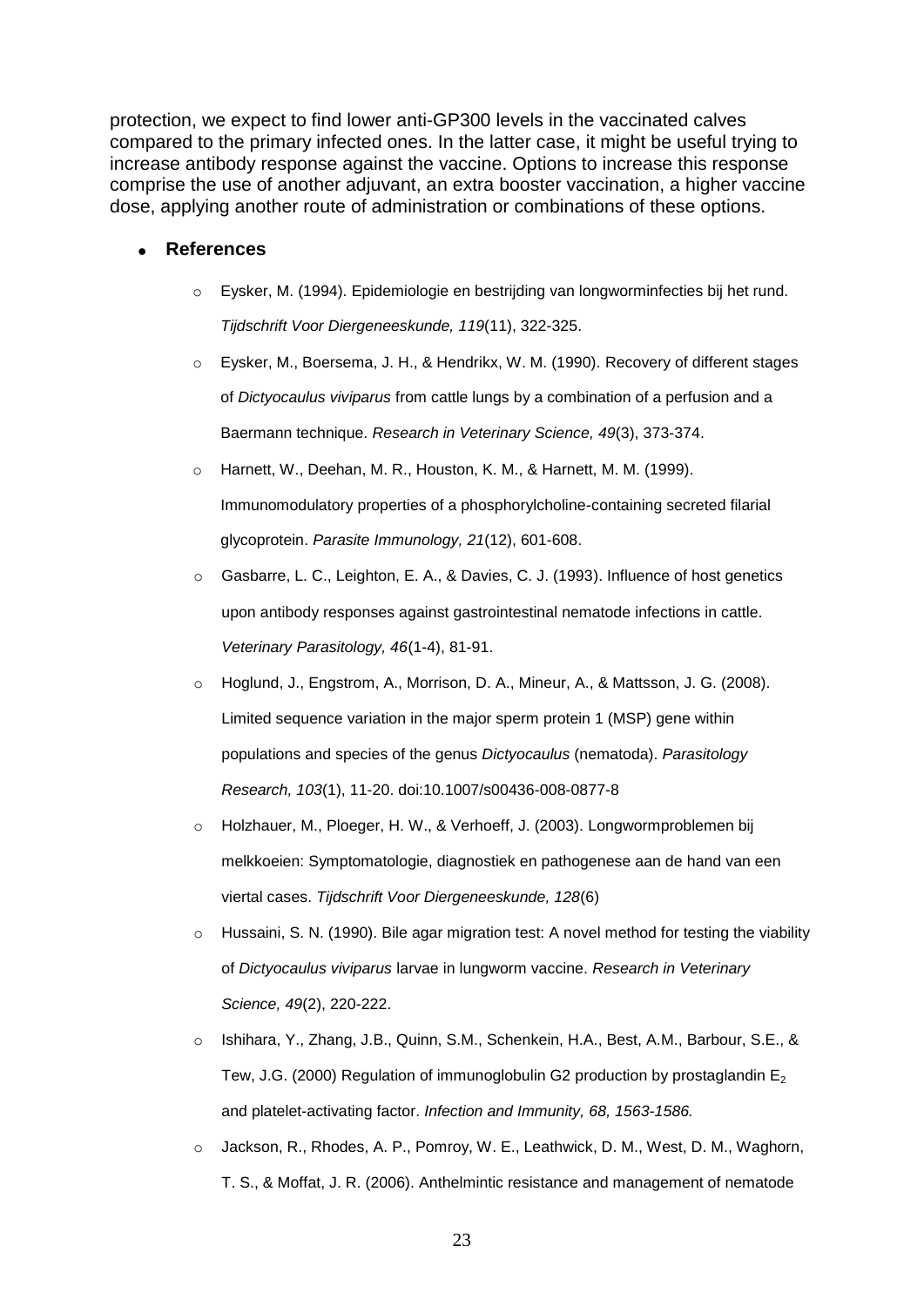protection, we expect to find lower anti-GP300 levels in the vaccinated calves compared to the primary infected ones. In the latter case, it might be useful trying to increase antibody response against the vaccine. Options to increase this response comprise the use of another adjuvant, an extra booster vaccination, a higher vaccine dose, applying another route of administration or combinations of these options.

- **References**

  - Eysker, M. (1994). Epidemiologie en bestrijding van longworminfecties bij het rund. *Tijdschrift Voor Diergeneeskunde, 119*(11), 322-325.
  - Eysker, M., Boersema, J. H., & Hendrikx, W. M. (1990). Recovery of different stages of *Dictyocaulus viviparus* from cattle lungs by a combination of a perfusion and a Baermann technique. *Research in Veterinary Science, 49*(3), 373-374.
  - Harnett, W., Deehan, M. R., Houston, K. M., & Harnett, M. M. (1999). Immunomodulatory properties of a phosphorylcholine-containing secreted filarial glycoprotein. *Parasite Immunology, 21*(12), 601-608.
  - Gasbarre, L. C., Leighton, E. A., & Davies, C. J. (1993). Influence of host genetics upon antibody responses against gastrointestinal nematode infections in cattle. *Veterinary Parasitology, 46*(1-4), 81-91.
  - Hoglund, J., Engstrom, A., Morrison, D. A., Mineur, A., & Mattsson, J. G. (2008). Limited sequence variation in the major sperm protein 1 (MSP) gene within populations and species of the genus *Dictyocaulus* (nematoda). *Parasitology Research, 103*(1), 11-20. doi:10.1007/s00436-008-0877-8
  - Holzhauer, M., Ploeger, H. W., & Verhoeff, J. (2003). Longwormproblemen bij melkkoeien: Symptomatologie, diagnostiek en pathogenese aan de hand van een viertal cases. *Tijdschrift Voor Diergeneeskunde, 128*(6)
  - Hussaini, S. N. (1990). Bile agar migration test: A novel method for testing the viability of *Dictyocaulus viviparus* larvae in lungworm vaccine. *Research in Veterinary Science, 49*(2), 220-222.
  - Ishihara, Y., Zhang, J.B., Quinn, S.M., Schenkein, H.A., Best, A.M., Barbour, S.E., & Tew, J.G. (2000) Regulation of immunoglobulin G2 production by prostaglandin $E_2$ and platelet-activating factor. *Infection and Immunity, 68, 1563-1586.*
  - Jackson, R., Rhodes, A. P., Pomroy, W. E., Leathwick, D. M., West, D. M., Waghorn, T. S., & Moffat, J. R. (2006). Anthelmintic resistance and management of nematode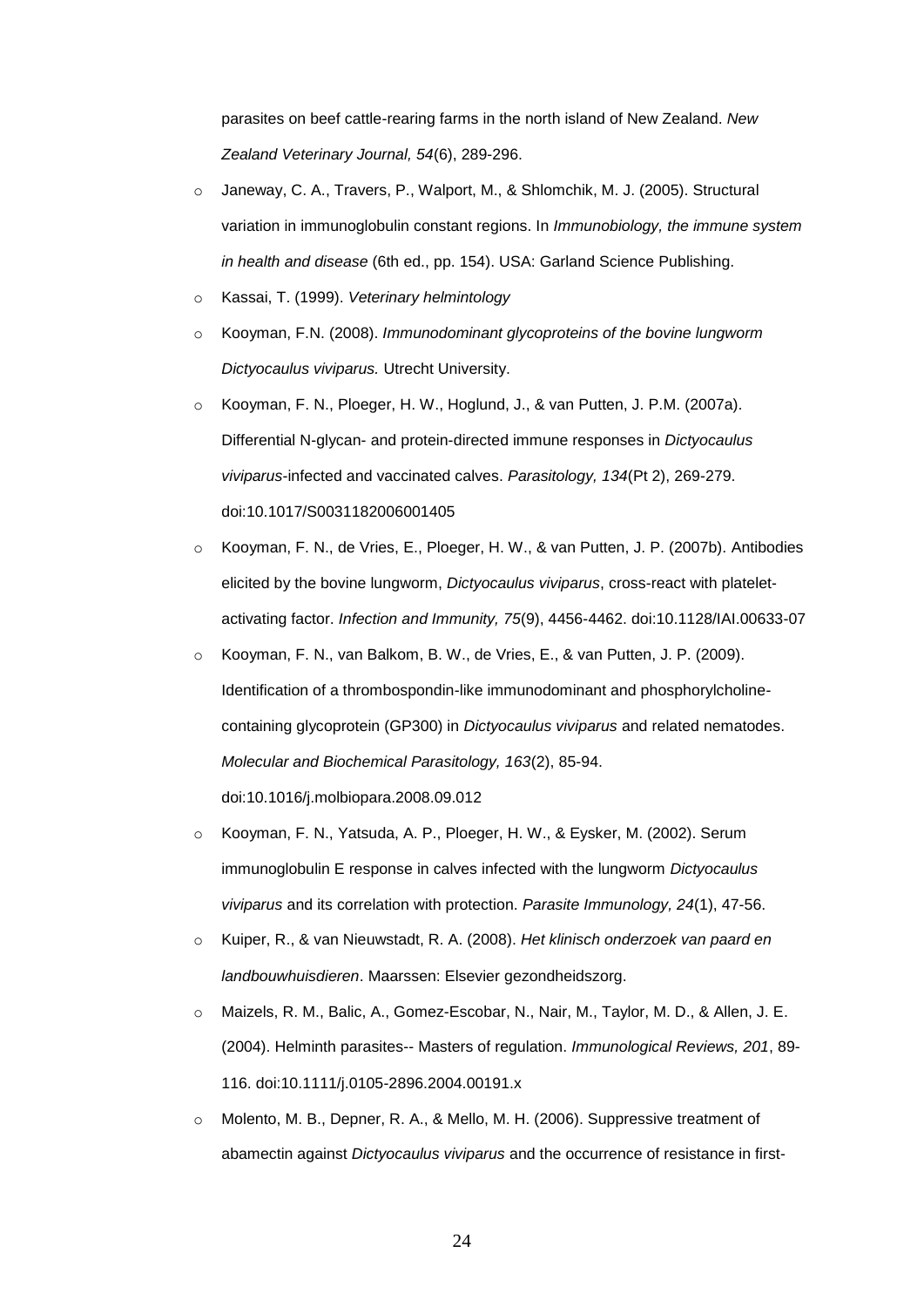parasites on beef cattle-rearing farms in the north island of New Zealand. *New Zealand Veterinary Journal, 54*(6), 289-296.

- Janeway, C. A., Travers, P., Walport, M., & Shlomchik, M. J. (2005). Structural variation in immunoglobulin constant regions. In *Immunobiology, the immune system in health and disease* (6th ed., pp. 154). USA: Garland Science Publishing.
- Kassai, T. (1999). *Veterinary helmintology*
- Kooyman, F.N. (2008). *Immunodominant glycoproteins of the bovine lungworm Dictyocaulus viviparus.* Utrecht University.
- Kooyman, F. N., Ploeger, H. W., Hoglund, J., & van Putten, J. P.M. (2007a). Differential N-glycan- and protein-directed immune responses in *Dictyocaulus viviparus*-infected and vaccinated calves. *Parasitology, 134*(Pt 2), 269-279. doi:10.1017/S0031182006001405
- Kooyman, F. N., de Vries, E., Ploeger, H. W., & van Putten, J. P. (2007b). Antibodies elicited by the bovine lungworm, *Dictyocaulus viviparus*, cross-react with platelet-activating factor. *Infection and Immunity, 75*(9), 4456-4462. doi:10.1128/IAI.00633-07
- Kooyman, F. N., van Balkom, B. W., de Vries, E., & van Putten, J. P. (2009). Identification of a thrombospondin-like immunodominant and phosphorylcholine-containing glycoprotein (GP300) in *Dictyocaulus viviparus* and related nematodes. *Molecular and Biochemical Parasitology, 163*(2), 85-94. doi:10.1016/j.molbiopara.2008.09.012
- Kooyman, F. N., Yatsuda, A. P., Ploeger, H. W., & Eysker, M. (2002). Serum immunoglobulin E response in calves infected with the lungworm *Dictyocaulus viviparus* and its correlation with protection. *Parasite Immunology, 24*(1), 47-56.
- Kuiper, R., & van Nieuwstadt, R. A. (2008). *Het klinisch onderzoek van paard en landbouwhuisdieren*. Maarssen: Elsevier gezondheidszorg.
- Maizels, R. M., Balic, A., Gomez-Escobar, N., Nair, M., Taylor, M. D., & Allen, J. E. (2004). Helminth parasites-- Masters of regulation. *Immunological Reviews, 201*, 89-116. doi:10.1111/j.0105-2896.2004.00191.x
- Molento, M. B., Depner, R. A., & Mello, M. H. (2006). Suppressive treatment of abamectin against *Dictyocaulus viviparus* and the occurrence of resistance in first-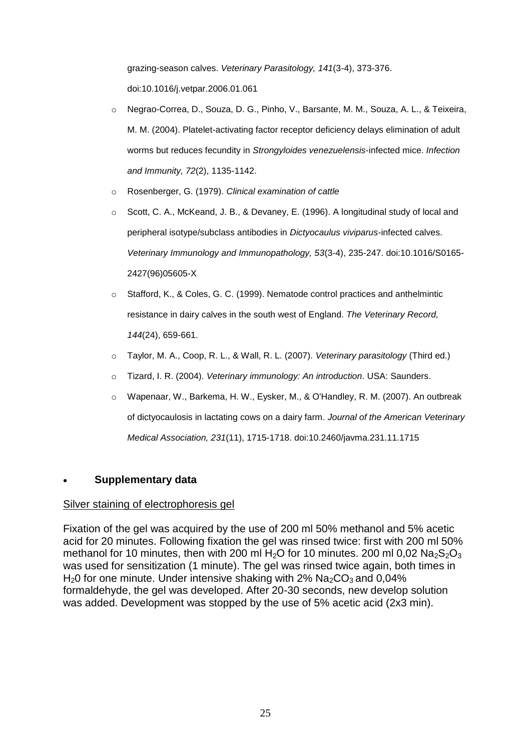grazing-season calves. *Veterinary Parasitology, 141*(3-4), 373-376. doi:10.1016/j.vetpar.2006.01.061

- Negrao-Correa, D., Souza, D. G., Pinho, V., Barsante, M. M., Souza, A. L., & Teixeira, M. M. (2004). Platelet-activating factor receptor deficiency delays elimination of adult worms but reduces fecundity in *Strongyloides venezuelensis*-infected mice. *Infection and Immunity, 72*(2), 1135-1142.
- Rosenberger, G. (1979). *Clinical examination of cattle*
- Scott, C. A., McKeand, J. B., & Devaney, E. (1996). A longitudinal study of local and peripheral isotype/subclass antibodies in *Dictyocaulus viviparus*-infected calves. *Veterinary Immunology and Immunopathology, 53*(3-4), 235-247. doi:10.1016/S0165-2427(96)05605-X
- Stafford, K., & Coles, G. C. (1999). Nematode control practices and anthelmintic resistance in dairy calves in the south west of England. *The Veterinary Record, 144*(24), 659-661.
- Taylor, M. A., Coop, R. L., & Wall, R. L. (2007). *Veterinary parasitology* (Third ed.)
- Tizard, I. R. (2004). *Veterinary immunology: An introduction*. USA: Saunders.
- Wapenaar, W., Barkema, H. W., Eysker, M., & O'Handley, R. M. (2007). An outbreak of dictyocaulosis in lactating cows on a dairy farm. *Journal of the American Veterinary Medical Association, 231*(11), 1715-1718. doi:10.2460/javma.231.11.1715

- **Supplementary data**

Silver staining of electrophoresis gel

Fixation of the gel was acquired by the use of 200 ml 50% methanol and 5% acetic acid for 20 minutes. Following fixation the gel was rinsed twice: first with 200 ml 50% methanol for 10 minutes, then with 200 ml $H_2O$ for 10 minutes. 200 ml 0,02 $Na_2S_2O_3$ was used for sensitization (1 minute). The gel was rinsed twice again, both times in $H_20$ for one minute. Under intensive shaking with 2% $Na_2CO_3$ and 0,04% formaldehyde, the gel was developed. After 20-30 seconds, new develop solution was added. Development was stopped by the use of 5% acetic acid (2x3 min).